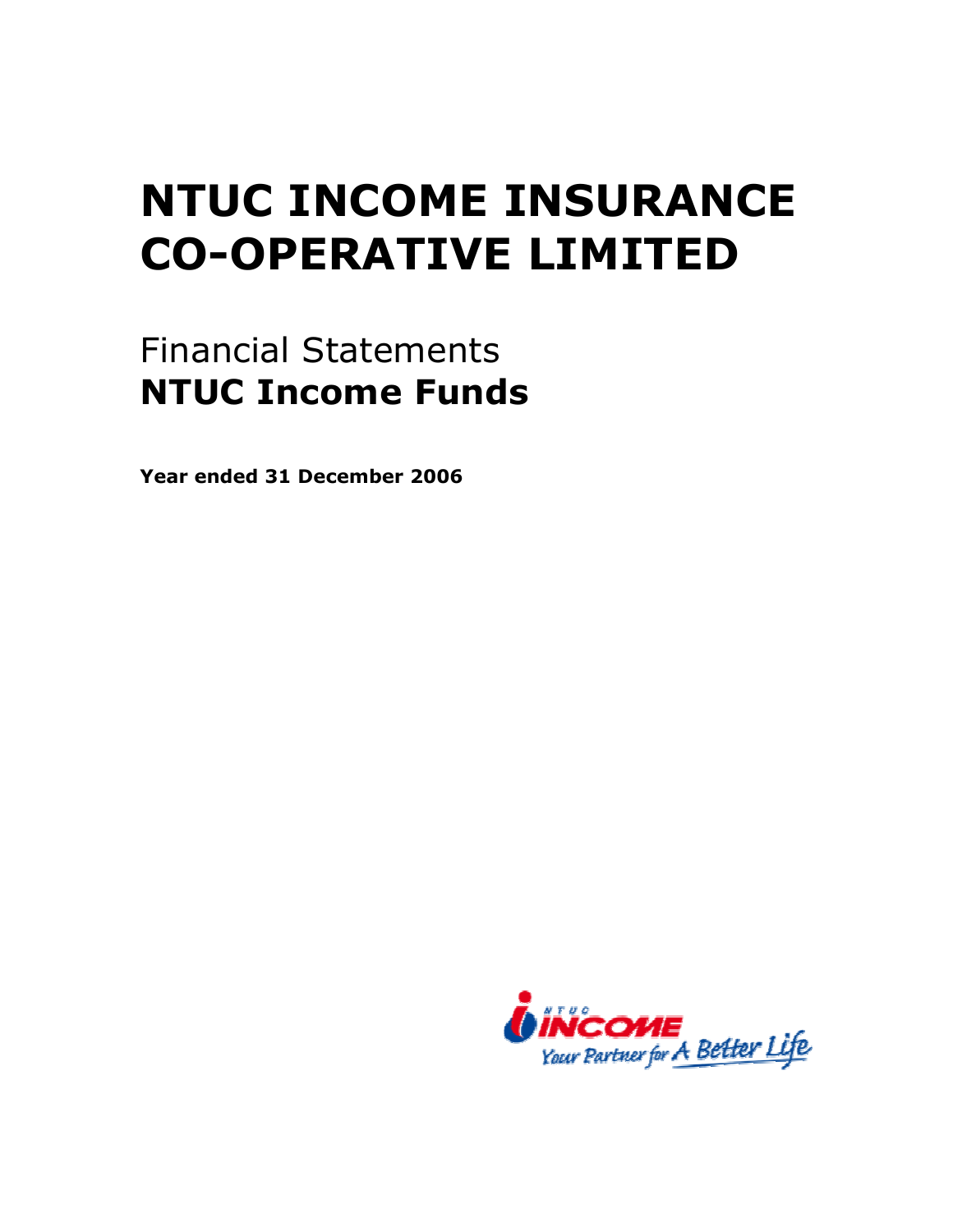# NTUC INCOME INSURANCE CO-OPERATIVE LIMITED

## Financial Statements
## **NTUC Income Funds**

**Year ended 31 December 2006**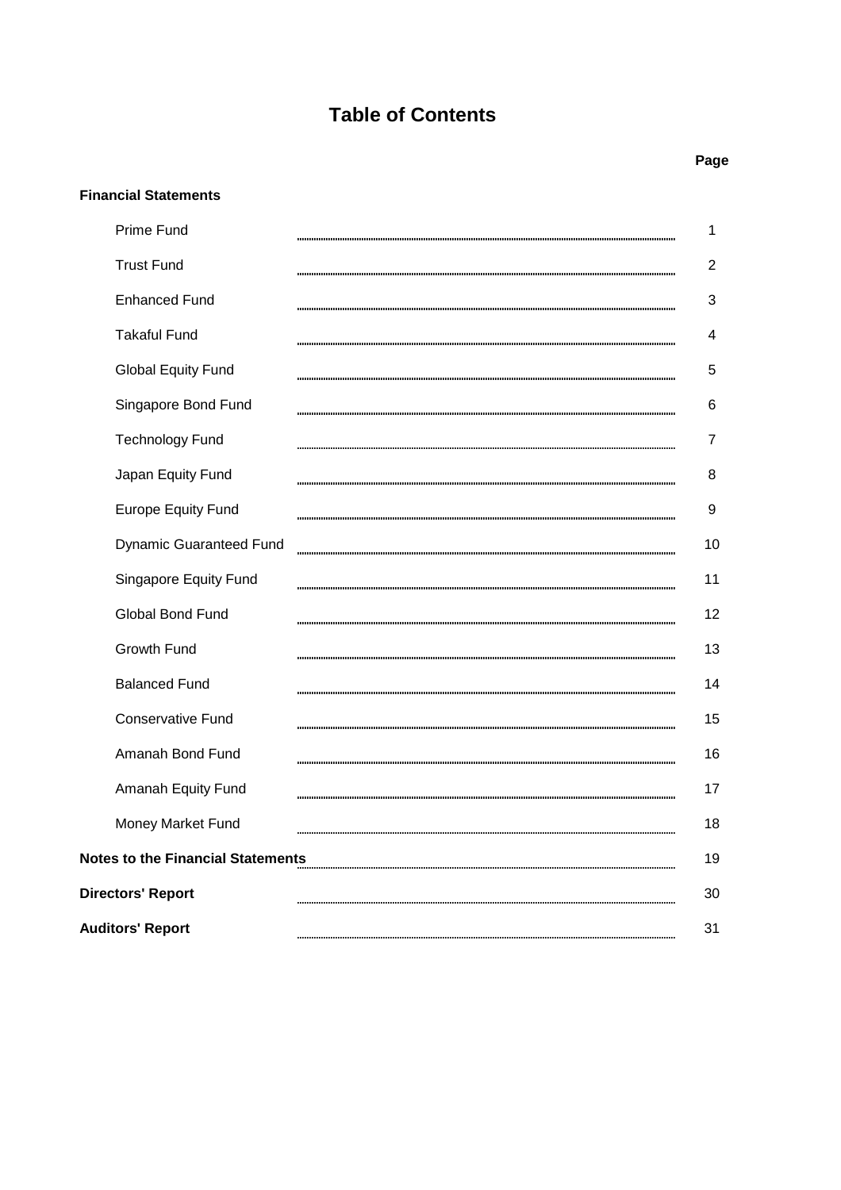# Table of Contents

| | Page |
|---|---|
| **Financial Statements** | |
| Prime Fund | 1 |
| Trust Fund | 2 |
| Enhanced Fund | 3 |
| Takaful Fund | 4 |
| Global Equity Fund | 5 |
| Singapore Bond Fund | 6 |
| Technology Fund | 7 |
| Japan Equity Fund | 8 |
| Europe Equity Fund | 9 |
| Dynamic Guaranteed Fund | 10 |
| Singapore Equity Fund | 11 |
| Global Bond Fund | 12 |
| Growth Fund | 13 |
| Balanced Fund | 14 |
| Conservative Fund | 15 |
| Amanah Bond Fund | 16 |
| Amanah Equity Fund | 17 |
| Money Market Fund | 18 |
| **Notes to the Financial Statements** | 19 |
| **Directors' Report** | 30 |
| **Auditors' Report** | 31 |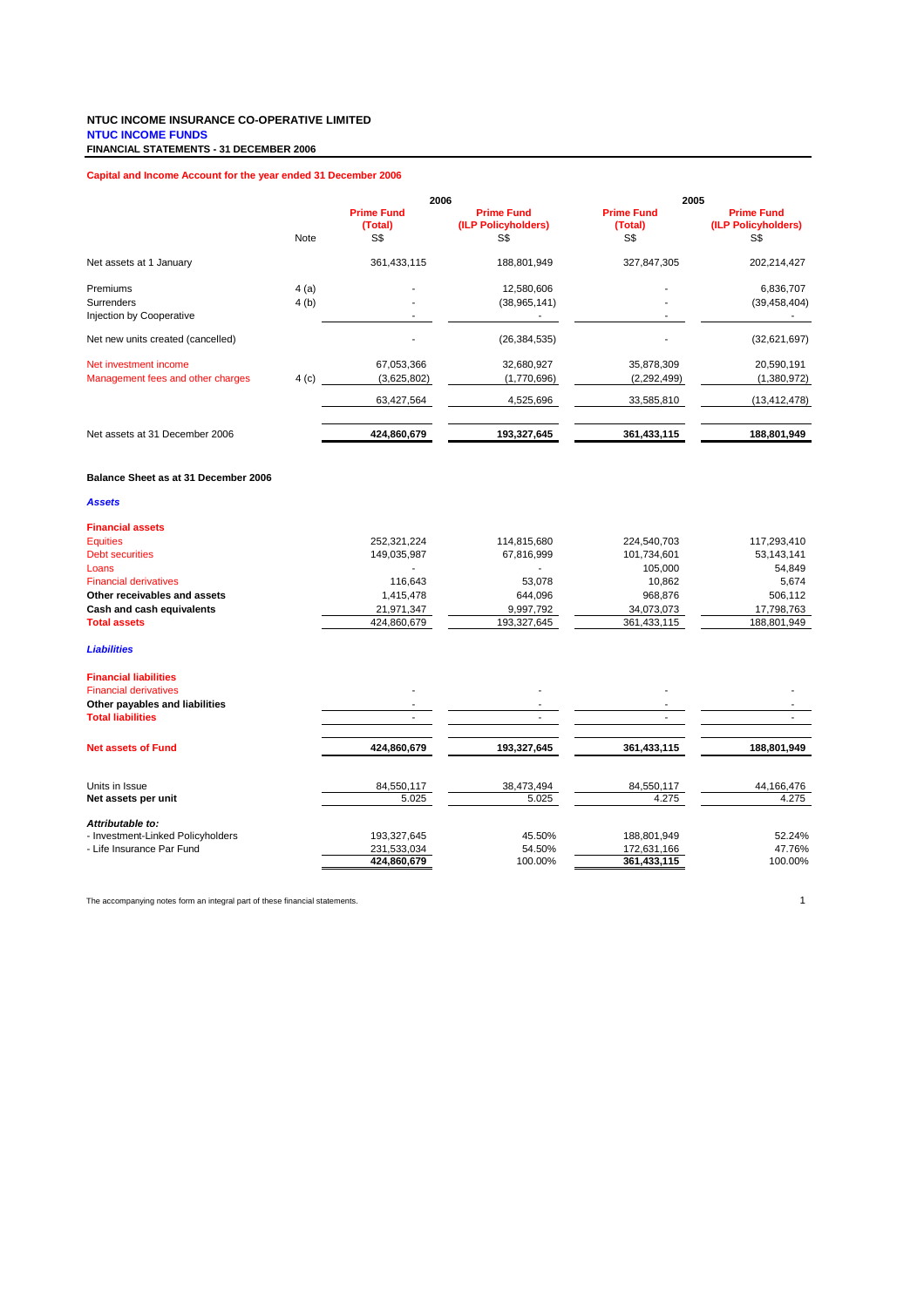**NTUC INCOME INSURANCE CO-OPERATIVE LIMITED**
**NTUC INCOME FUNDS**
**FINANCIAL STATEMENTS - 31 DECEMBER 2006**

**Capital and Income Account for the year ended 31 December 2006**

| | Note | 2006 Prime Fund (Total) S$ | 2006 Prime Fund (ILP Policyholders) S$ | 2005 Prime Fund (Total) S$ | 2005 Prime Fund (ILP Policyholders) S$ |
|---|---|---|---|---|---|
| Net assets at 1 January | | 361,433,115 | 188,801,949 | 327,847,305 | 202,214,427 |
| Premiums | 4 (a) | - | 12,580,606 | - | 6,836,707 |
| Surrenders | 4 (b) | - | (38,965,141) | - | (39,458,404) |
| Injection by Cooperative | | - | - | - | - |
| Net new units created (cancelled) | | - | (26,384,535) | - | (32,621,697) |
| Net investment income | | 67,053,366 | 32,680,927 | 35,878,309 | 20,590,191 |
| Management fees and other charges | 4 (c) | (3,625,802) | (1,770,696) | (2,292,499) | (1,380,972) |
| | | 63,427,564 | 4,525,696 | 33,585,810 | (13,412,478) |
| Net assets at 31 December 2006 | | **424,860,679** | **193,327,645** | **361,433,115** | **188,801,949** |

**Balance Sheet as at 31 December 2006**

| | 2006 Prime Fund (Total) S$ | 2006 Prime Fund (ILP Policyholders) S$ | 2005 Prime Fund (Total) S$ | 2005 Prime Fund (ILP Policyholders) S$ |
|---|---|---|---|---|
| ***Assets*** | | | | |
| **Financial assets** | | | | |
| Equities | 252,321,224 | 114,815,680 | 224,540,703 | 117,293,410 |
| Debt securities | 149,035,987 | 67,816,999 | 101,734,601 | 53,143,141 |
| Loans | - | - | 105,000 | 54,849 |
| Financial derivatives | 116,643 | 53,078 | 10,862 | 5,674 |
| **Other receivables and assets** | 1,415,478 | 644,096 | 968,876 | 506,112 |
| **Cash and cash equivalents** | 21,971,347 | 9,997,792 | 34,073,073 | 17,798,763 |
| **Total assets** | 424,860,679 | 193,327,645 | 361,433,115 | 188,801,949 |
| ***Liabilities*** | | | | |
| **Financial liabilities** | | | | |
| Financial derivatives | - | - | - | - |
| **Other payables and liabilities** | - | - | - | - |
| **Total liabilities** | - | - | - | - |
| **Net assets of Fund** | **424,860,679** | **193,327,645** | **361,433,115** | **188,801,949** |
| Units in Issue | 84,550,117 | 38,473,494 | 84,550,117 | 44,166,476 |
| **Net assets per unit** | 5.025 | 5.025 | 4.275 | 4.275 |
| ***Attributable to:*** | | | | |
| - Investment-Linked Policyholders | 193,327,645 | 45.50% | 188,801,949 | 52.24% |
| - Life Insurance Par Fund | 231,533,034 | 54.50% | 172,631,166 | 47.76% |
| | **424,860,679** | 100.00% | **361,433,115** | 100.00% |

The accompanying notes form an integral part of these financial statements.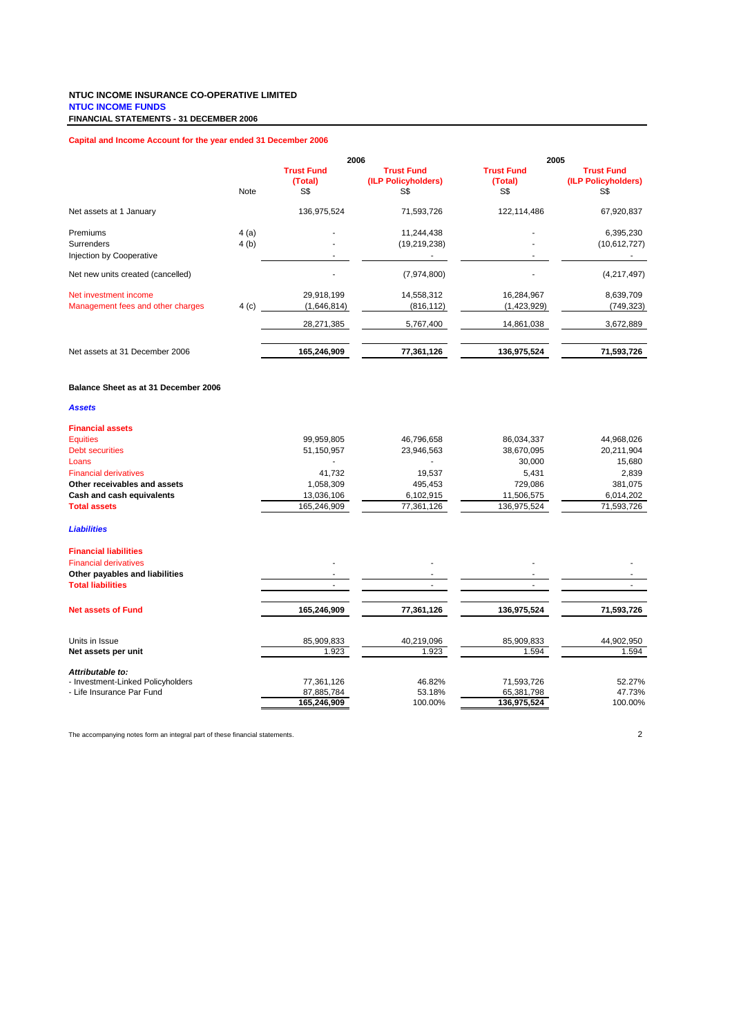**NTUC INCOME INSURANCE CO-OPERATIVE LIMITED**
**NTUC INCOME FUNDS**
**FINANCIAL STATEMENTS - 31 DECEMBER 2006**

## Capital and Income Account for the year ended 31 December 2006

| | Note | 2006 Trust Fund (Total) S$ | 2006 Trust Fund (ILP Policyholders) S$ | 2005 Trust Fund (Total) S$ | 2005 Trust Fund (ILP Policyholders) S$ |
|---|---|---|---|---|---|
| Net assets at 1 January | | 136,975,524 | 71,593,726 | 122,114,486 | 67,920,837 |
| Premiums | 4 (a) | - | 11,244,438 | - | 6,395,230 |
| Surrenders | 4 (b) | - | (19,219,238) | - | (10,612,727) |
| Injection by Cooperative | | - | - | - | - |
| Net new units created (cancelled) | | - | (7,974,800) | - | (4,217,497) |
| Net investment income | | 29,918,199 | 14,558,312 | 16,284,967 | 8,639,709 |
| Management fees and other charges | 4 (c) | (1,646,814) | (816,112) | (1,423,929) | (749,323) |
| | | 28,271,385 | 5,767,400 | 14,861,038 | 3,672,889 |
| Net assets at 31 December 2006 | | **165,246,909** | **77,361,126** | **136,975,524** | **71,593,726** |

## Balance Sheet as at 31 December 2006

| | 2006 Trust Fund (Total) S$ | 2006 Trust Fund (ILP Policyholders) S$ | 2005 Trust Fund (Total) S$ | 2005 Trust Fund (ILP Policyholders) S$ |
|---|---|---|---|---|
| ***Assets*** | | | | |
| **Financial assets** | | | | |
| Equities | 99,959,805 | 46,796,658 | 86,034,337 | 44,968,026 |
| Debt secruities | 51,150,957 | 23,946,563 | 38,670,095 | 20,211,904 |
| Loans | - | - | 30,000 | 15,680 |
| Financial derivatives | 41,732 | 19,537 | 5,431 | 2,839 |
| **Other receivables and assets** | 1,058,309 | 495,453 | 729,086 | 381,075 |
| **Cash and cash equivalents** | 13,036,106 | 6,102,915 | 11,506,575 | 6,014,202 |
| **Total assets** | 165,246,909 | 77,361,126 | 136,975,524 | 71,593,726 |
| ***Liabilities*** | | | | |
| **Financial liabilities** | | | | |
| Financial derivatives | - | - | - | - |
| **Other payables and liabilities** | - | - | - | - |
| **Total liabilities** | - | - | - | - |
| **Net assets of Fund** | **165,246,909** | **77,361,126** | **136,975,524** | **71,593,726** |
| Units in Issue | 85,909,833 | 40,219,096 | 85,909,833 | 44,902,950 |
| **Net assets per unit** | 1.923 | 1.923 | 1.594 | 1.594 |
| ***Attributable to:*** | | | | |
| - Investment-Linked Policyholders | 77,361,126 | 46.82% | 71,593,726 | 52.27% |
| - Life Insurance Par Fund | 87,885,784 | 53.18% | 65,381,798 | 47.73% |
| | **165,246,909** | 100.00% | **136,975,524** | 100.00% |

The accompanying notes form an integral part of these financial statements.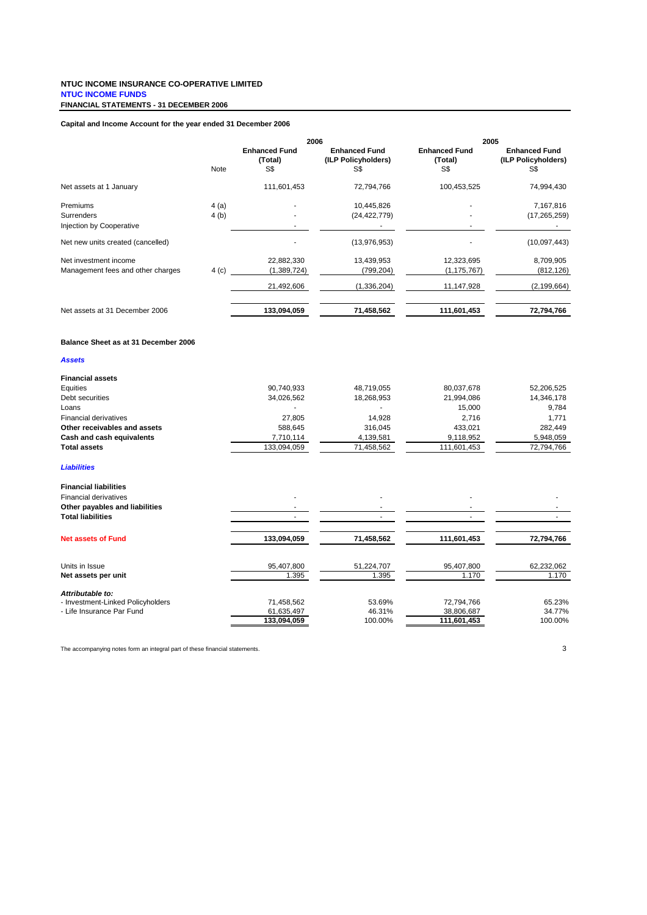**NTUC INCOME INSURANCE CO-OPERATIVE LIMITED**
**NTUC INCOME FUNDS**
**FINANCIAL STATEMENTS - 31 DECEMBER 2006**

**Capital and Income Account for the year ended 31 December 2006**

| | Note | 2006 Enhanced Fund (Total) S$ | 2006 Enhanced Fund (ILP Policyholders) S$ | 2005 Enhanced Fund (Total) S$ | 2005 Enhanced Fund (ILP Policyholders) S$ |
|---|---|---|---|---|---|
| Net assets at 1 January | | 111,601,453 | 72,794,766 | 100,453,525 | 74,994,430 |
| Premiums | 4 (a) | - | 10,445,826 | - | 7,167,816 |
| Surrenders | 4 (b) | - | (24,422,779) | - | (17,265,259) |
| Injection by Cooperative | | - | - | - | - |
| Net new units created (cancelled) | | - | (13,976,953) | - | (10,097,443) |
| Net investment income | | 22,882,330 | 13,439,953 | 12,323,695 | 8,709,905 |
| Management fees and other charges | 4 (c) | (1,389,724) | (799,204) | (1,175,767) | (812,126) |
| | | 21,492,606 | (1,336,204) | 11,147,928 | (2,199,664) |
| Net assets at 31 December 2006 | | **133,094,059** | **71,458,562** | **111,601,453** | **72,794,766** |

**Balance Sheet as at 31 December 2006**

| | 2006 Enhanced Fund (Total) S$ | 2006 Enhanced Fund (ILP Policyholders) S$ | 2005 Enhanced Fund (Total) S$ | 2005 Enhanced Fund (ILP Policyholders) S$ |
|---|---|---|---|---|
| ***Assets*** | | | | |
| **Financial assets** | | | | |
| Equities | 90,740,933 | 48,719,055 | 80,037,678 | 52,206,525 |
| Debt securities | 34,026,562 | 18,268,953 | 21,994,086 | 14,346,178 |
| Loans | - | - | 15,000 | 9,784 |
| Financial derivatives | 27,805 | 14,928 | 2,716 | 1,771 |
| **Other receivables and assets** | 588,645 | 316,045 | 433,021 | 282,449 |
| **Cash and cash equivalents** | 7,710,114 | 4,139,581 | 9,118,952 | 5,948,059 |
| **Total assets** | 133,094,059 | 71,458,562 | 111,601,453 | 72,794,766 |
| ***Liabilities*** | | | | |
| **Financial liabilities** | | | | |
| Financial derivatives | - | - | - | - |
| **Other payables and liabilities** | - | - | - | - |
| **Total liabilities** | - | - | - | - |
| **Net assets of Fund** | **133,094,059** | **71,458,562** | **111,601,453** | **72,794,766** |
| Units in Issue | 95,407,800 | 51,224,707 | 95,407,800 | 62,232,062 |
| **Net assets per unit** | 1.395 | 1.395 | 1.170 | 1.170 |
| ***Attributable to:*** | | | | |
| - Investment-Linked Policyholders | 71,458,562 | 53.69% | 72,794,766 | 65.23% |
| - Life Insurance Par Fund | 61,635,497 | 46.31% | 38,806,687 | 34.77% |
| | **133,094,059** | 100.00% | **111,601,453** | 100.00% |

The accompanying notes form an integral part of these financial statements.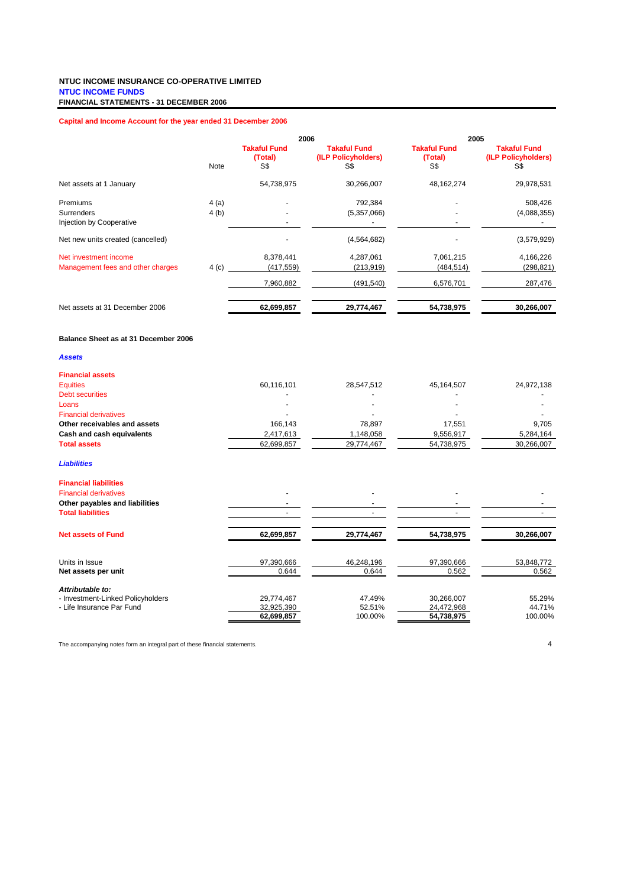**NTUC INCOME INSURANCE CO-OPERATIVE LIMITED**
**NTUC INCOME FUNDS**
**FINANCIAL STATEMENTS - 31 DECEMBER 2006**

**Capital and Income Account for the year ended 31 December 2006**

| | Note | 2006 | | 2005 | |
|---|---|---|---|---|---|
| | | **Takaful Fund (Total)** S$ | **Takaful Fund (ILP Policyholders)** S$ | **Takaful Fund (Total)** S$ | **Takaful Fund (ILP Policyholders)** S$ |
| Net assets at 1 January | | 54,738,975 | 30,266,007 | 48,162,274 | 29,978,531 |
| Premiums | 4 (a) | - | 792,384 | - | 508,426 |
| Surrenders | 4 (b) | - | (5,357,066) | - | (4,088,355) |
| Injection by Cooperative | | - | - | - | - |
| Net new units created (cancelled) | | - | (4,564,682) | - | (3,579,929) |
| Net investment income | | 8,378,441 | 4,287,061 | 7,061,215 | 4,166,226 |
| Management fees and other charges | 4 (c) | (417,559) | (213,919) | (484,514) | (298,821) |
| | | 7,960,882 | (491,540) | 6,576,701 | 287,476 |
| Net assets at 31 December 2006 | | **62,699,857** | **29,774,467** | **54,738,975** | **30,266,007** |

**Balance Sheet as at 31 December 2006**

| | 2006 Takaful Fund (Total) S$ | 2006 Takaful Fund (ILP Policyholders) S$ | 2005 Takaful Fund (Total) S$ | 2005 Takaful Fund (ILP Policyholders) S$ |
|---|---|---|---|---|
| ***Assets*** | | | | |
| **Financial assets** | | | | |
| Equities | 60,116,101 | 28,547,512 | 45,164,507 | 24,972,138 |
| Debt securities | - | - | - | - |
| Loans | - | - | - | - |
| Financial derivatives | - | - | - | - |
| **Other receivables and assets** | 166,143 | 78,897 | 17,551 | 9,705 |
| **Cash and cash equivalents** | 2,417,613 | 1,148,058 | 9,556,917 | 5,284,164 |
| **Total assets** | 62,699,857 | 29,774,467 | 54,738,975 | 30,266,007 |
| ***Liabilities*** | | | | |
| **Financial liabilities** | | | | |
| Financial derivatives | - | - | - | - |
| **Other payables and liabilities** | - | - | - | - |
| **Total liabilities** | - | - | - | - |
| **Net assets of Fund** | **62,699,857** | **29,774,467** | **54,738,975** | **30,266,007** |
| Units in Issue | 97,390,666 | 46,248,196 | 97,390,666 | 53,848,772 |
| **Net assets per unit** | 0.644 | 0.644 | 0.562 | 0.562 |
| ***Attributable to:*** | | | | |
| - Investment-Linked Policyholders | 29,774,467 | 47.49% | 30,266,007 | 55.29% |
| - Life Insurance Par Fund | 32,925,390 | 52.51% | 24,472,968 | 44.71% |
| | 62,699,857 | 100.00% | 54,738,975 | 100.00% |

The accompanying notes form an integral part of these financial statements.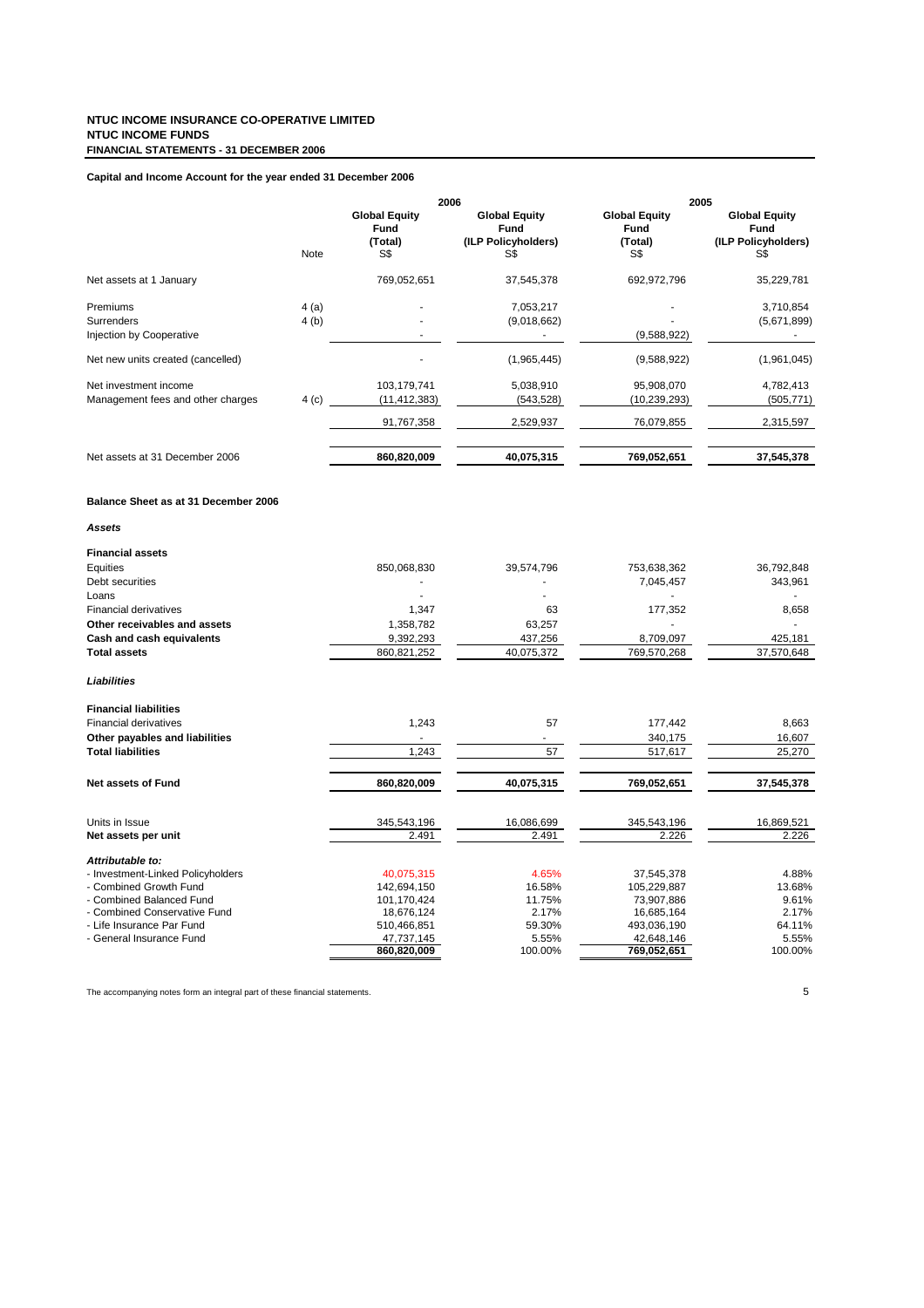**NTUC INCOME INSURANCE CO-OPERATIVE LIMITED**
**NTUC INCOME FUNDS**
**FINANCIAL STATEMENTS - 31 DECEMBER 2006**

**Capital and Income Account for the year ended 31 December 2006**

| | Note | 2006 Global Equity Fund (Total) S$ | 2006 Global Equity Fund (ILP Policyholders) S$ | 2005 Global Equity Fund (Total) S$ | 2005 Global Equity Fund (ILP Policyholders) S$ |
|---|---|---|---|---|---|
| Net assets at 1 January | | 769,052,651 | 37,545,378 | 692,972,796 | 35,229,781 |
| Premiums | 4 (a) | - | 7,053,217 | - | 3,710,854 |
| Surrenders | 4 (b) | - | (9,018,662) | - | (5,671,899) |
| Injection by Cooperative | | - | - | (9,588,922) | - |
| Net new units created (cancelled) | | - | (1,965,445) | (9,588,922) | (1,961,045) |
| Net investment income | | 103,179,741 | 5,038,910 | 95,908,070 | 4,782,413 |
| Management fees and other charges | 4 (c) | (11,412,383) | (543,528) | (10,239,293) | (505,771) |
| | | 91,767,358 | 2,529,937 | 76,079,855 | 2,315,597 |
| Net assets at 31 December 2006 | | **860,820,009** | **40,075,315** | **769,052,651** | **37,545,378** |

**Balance Sheet as at 31 December 2006**

| | 2006 Global Equity Fund (Total) S$ | 2006 Global Equity Fund (ILP Policyholders) S$ | 2005 Global Equity Fund (Total) S$ | 2005 Global Equity Fund (ILP Policyholders) S$ |
|---|---|---|---|---|
| ***Assets*** | | | | |
| **Financial assets** | | | | |
| Equities | 850,068,830 | 39,574,796 | 753,638,362 | 36,792,848 |
| Debt securities | - | - | 7,045,457 | 343,961 |
| Loans | - | - | - | - |
| Financial derivatives | 1,347 | 63 | 177,352 | 8,658 |
| **Other receivables and assets** | 1,358,782 | 63,257 | - | - |
| **Cash and cash equivalents** | 9,392,293 | 437,256 | 8,709,097 | 425,181 |
| **Total assets** | 860,821,252 | 40,075,372 | 769,570,268 | 37,570,648 |
| ***Liabilities*** | | | | |
| **Financial liabilities** | | | | |
| Financial derivatives | 1,243 | 57 | 177,442 | 8,663 |
| **Other payables and liabilities** | - | - | 340,175 | 16,607 |
| **Total liabilities** | 1,243 | 57 | 517,617 | 25,270 |
| **Net assets of Fund** | **860,820,009** | **40,075,315** | **769,052,651** | **37,545,378** |
| Units in Issue | 345,543,196 | 16,086,699 | 345,543,196 | 16,869,521 |
| **Net assets per unit** | 2.491 | 2.491 | 2.226 | 2.226 |
| ***Attributable to:*** | | | | |
| - Investment-Linked Policyholders | 40,075,315 | 4.65% | 37,545,378 | 4.88% |
| - Combined Growth Fund | 142,694,150 | 16.58% | 105,229,887 | 13.68% |
| - Combined Balanced Fund | 101,170,424 | 11.75% | 73,907,886 | 9.61% |
| - Combined Conservative Fund | 18,676,124 | 2.17% | 16,685,164 | 2.17% |
| - Life Insurance Par Fund | 510,466,851 | 59.30% | 493,036,190 | 64.11% |
| - General Insurance Fund | 47,737,145 | 5.55% | 42,648,146 | 5.55% |
| | 860,820,009 | 100.00% | 769,052,651 | 100.00% |

The accompanying notes form an integral part of these financial statements.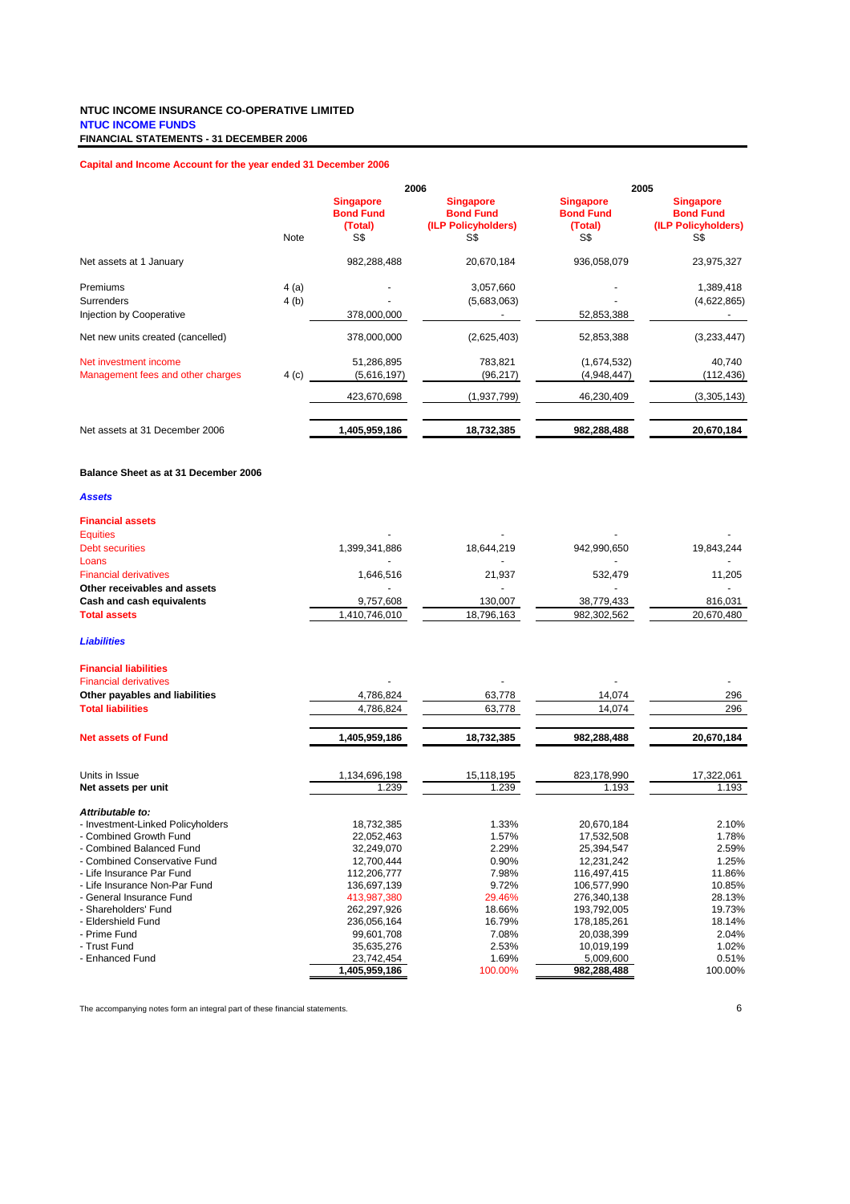**NTUC INCOME INSURANCE CO-OPERATIVE LIMITED**
**NTUC INCOME FUNDS**
**FINANCIAL STATEMENTS - 31 DECEMBER 2006**

## Capital and Income Account for the year ended 31 December 2006

| | Note | 2006 Singapore Bond Fund (Total) S$ | 2006 Singapore Bond Fund (ILP Policyholders) S$ | 2005 Singapore Bond Fund (Total) S$ | 2005 Singapore Bond Fund (ILP Policyholders) S$ |
|---|---|---|---|---|---|
| Net assets at 1 January | | 982,288,488 | 20,670,184 | 936,058,079 | 23,975,327 |
| Premiums | 4 (a) | - | 3,057,660 | - | 1,389,418 |
| Surrenders | 4 (b) | - | (5,683,063) | - | (4,622,865) |
| Injection by Cooperative | | 378,000,000 | - | 52,853,388 | - |
| Net new units created (cancelled) | | 378,000,000 | (2,625,403) | 52,853,388 | (3,233,447) |
| Net investment income | | 51,286,895 | 783,821 | (1,674,532) | 40,740 |
| Management fees and other charges | 4 (c) | (5,616,197) | (96,217) | (4,948,447) | (112,436) |
| | | 423,670,698 | (1,937,799) | 46,230,409 | (3,305,143) |
| Net assets at 31 December 2006 | | **1,405,959,186** | **18,732,385** | **982,288,488** | **20,670,184** |

## Balance Sheet as at 31 December 2006

| | 2006 Singapore Bond Fund (Total) S$ | 2006 Singapore Bond Fund (ILP Policyholders) S$ | 2005 Singapore Bond Fund (Total) S$ | 2005 Singapore Bond Fund (ILP Policyholders) S$ |
|---|---|---|---|---|
| ***Assets*** | | | | |
| **Financial assets** | | | | |
| Equities | - | - | - | - |
| Debt securities | 1,399,341,886 | 18,644,219 | 942,990,650 | 19,843,244 |
| Loans | - | - | - | - |
| Financial derivatives | 1,646,516 | 21,937 | 532,479 | 11,205 |
| **Other receivables and assets** | - | - | - | - |
| **Cash and cash equivalents** | 9,757,608 | 130,007 | 38,779,433 | 816,031 |
| **Total assets** | 1,410,746,010 | 18,796,163 | 982,302,562 | 20,670,480 |
| ***Liabilities*** | | | | |
| **Financial liabilities** | | | | |
| Financial derivatives | - | - | - | - |
| **Other payables and liabilities** | 4,786,824 | 63,778 | 14,074 | 296 |
| **Total liabilities** | 4,786,824 | 63,778 | 14,074 | 296 |
| **Net assets of Fund** | **1,405,959,186** | **18,732,385** | **982,288,488** | **20,670,184** |
| Units in Issue | 1,134,696,198 | 15,118,195 | 823,178,990 | 17,322,061 |
| **Net assets per unit** | 1.239 | 1.239 | 1.193 | 1.193 |
| ***Attributable to:*** | | | | |
| - Investment-Linked Policyholders | 18,732,385 | 1.33% | 20,670,184 | 2.10% |
| - Combined Growth Fund | 22,052,463 | 1.57% | 17,532,508 | 1.78% |
| - Combined Balanced Fund | 32,249,070 | 2.29% | 25,394,547 | 2.59% |
| - Combined Conservative Fund | 12,700,444 | 0.90% | 12,231,242 | 1.25% |
| - Life Insurance Par Fund | 112,206,777 | 7.98% | 116,497,415 | 11.86% |
| - Life Insurance Non-Par Fund | 136,697,139 | 9.72% | 106,577,990 | 10.85% |
| - General Insurance Fund | 413,987,380 | 29.46% | 276,340,138 | 28.13% |
| - Shareholders' Fund | 262,297,926 | 18.66% | 193,792,005 | 19.73% |
| - Eldershield Fund | 236,056,164 | 16.79% | 178,185,261 | 18.14% |
| - Prime Fund | 99,601,708 | 7.08% | 20,038,399 | 2.04% |
| - Trust Fund | 35,635,276 | 2.53% | 10,019,199 | 1.02% |
| - Enhanced Fund | 23,742,454 | 1.69% | 5,009,600 | 0.51% |
| | 1,405,959,186 | 100.00% | 982,288,488 | 100.00% |

The accompanying notes form an integral part of these financial statements.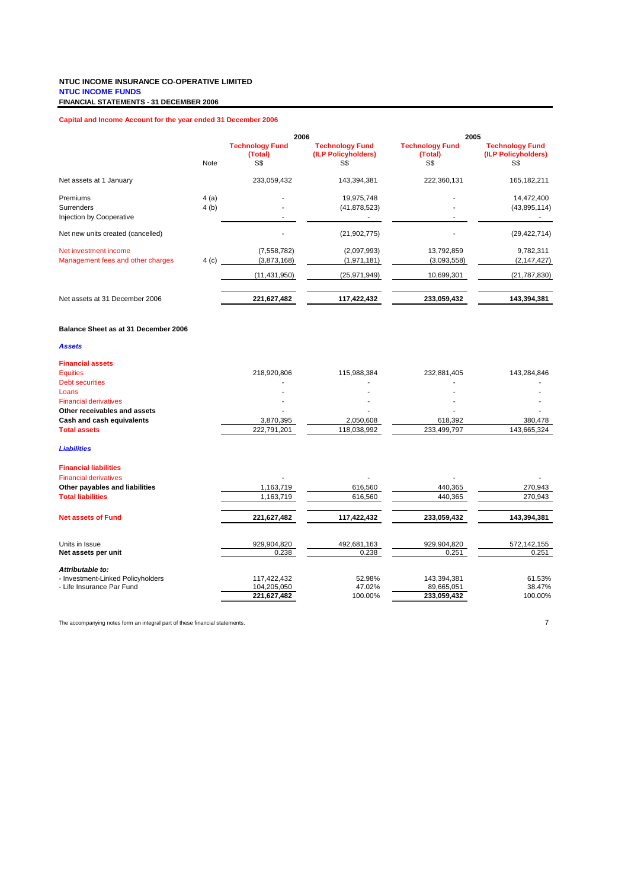**NTUC INCOME INSURANCE CO-OPERATIVE LIMITED**
**NTUC INCOME FUNDS**
**FINANCIAL STATEMENTS - 31 DECEMBER 2006**

## Capital and Income Account for the year ended 31 December 2006

| | Note | 2006 Technology Fund (Total) S$ | 2006 Technology Fund (ILP Policyholders) S$ | 2005 Technology Fund (Total) S$ | 2005 Technology Fund (ILP Policyholders) S$ |
|---|---|---|---|---|---|
| Net assets at 1 January | | 233,059,432 | 143,394,381 | 222,360,131 | 165,182,211 |
| Premiums | 4 (a) | - | 19,975,748 | - | 14,472,400 |
| Surrenders | 4 (b) | - | (41,878,523) | - | (43,895,114) |
| Injection by Cooperative | | - | - | - | - |
| Net new units created (cancelled) | | - | (21,902,775) | - | (29,422,714) |
| Net investment income | | (7,558,782) | (2,097,993) | 13,792,859 | 9,782,311 |
| Management fees and other charges | 4 (c) | (3,873,168) | (1,971,181) | (3,093,558) | (2,147,427) |
| | | (11,431,950) | (25,971,949) | 10,699,301 | (21,787,830) |
| Net assets at 31 December 2006 | | **221,627,482** | **117,422,432** | **233,059,432** | **143,394,381** |

## Balance Sheet as at 31 December 2006

| | 2006 Technology Fund (Total) S$ | 2006 Technology Fund (ILP Policyholders) S$ | 2005 Technology Fund (Total) S$ | 2005 Technology Fund (ILP Policyholders) S$ |
|---|---|---|---|---|
| ***Assets*** | | | | |
| **Financial assets** | | | | |
| Equities | 218,920,806 | 115,988,384 | 232,881,405 | 143,284,846 |
| Debt securities | - | - | - | - |
| Loans | - | - | - | - |
| Financial derivatives | - | - | - | - |
| **Other receivables and assets** | - | - | - | - |
| **Cash and cash equivalents** | 3,870,395 | 2,050,608 | 618,392 | 380,478 |
| **Total assets** | 222,791,201 | 118,038,992 | 233,499,797 | 143,665,324 |
| ***Liabilities*** | | | | |
| **Financial liabilities** | | | | |
| Financial derivatives | - | - | - | - |
| **Other payables and liabilities** | 1,163,719 | 616,560 | 440,365 | 270,943 |
| **Total liabilities** | 1,163,719 | 616,560 | 440,365 | 270,943 |
| **Net assets of Fund** | **221,627,482** | **117,422,432** | **233,059,432** | **143,394,381** |
| Units in Issue | 929,904,820 | 492,681,163 | 929,904,820 | 572,142,155 |
| **Net assets per unit** | 0.238 | 0.238 | 0.251 | 0.251 |
| ***Attributable to:*** | | | | |
| - Investment-Linked Policyholders | 117,422,432 | 52.98% | 143,394,381 | 61.53% |
| - Life Insurance Par Fund | 104,205,050 | 47.02% | 89,665,051 | 38.47% |
| | **221,627,482** | 100.00% | **233,059,432** | 100.00% |

The accompanying notes form an integral part of these financial statements.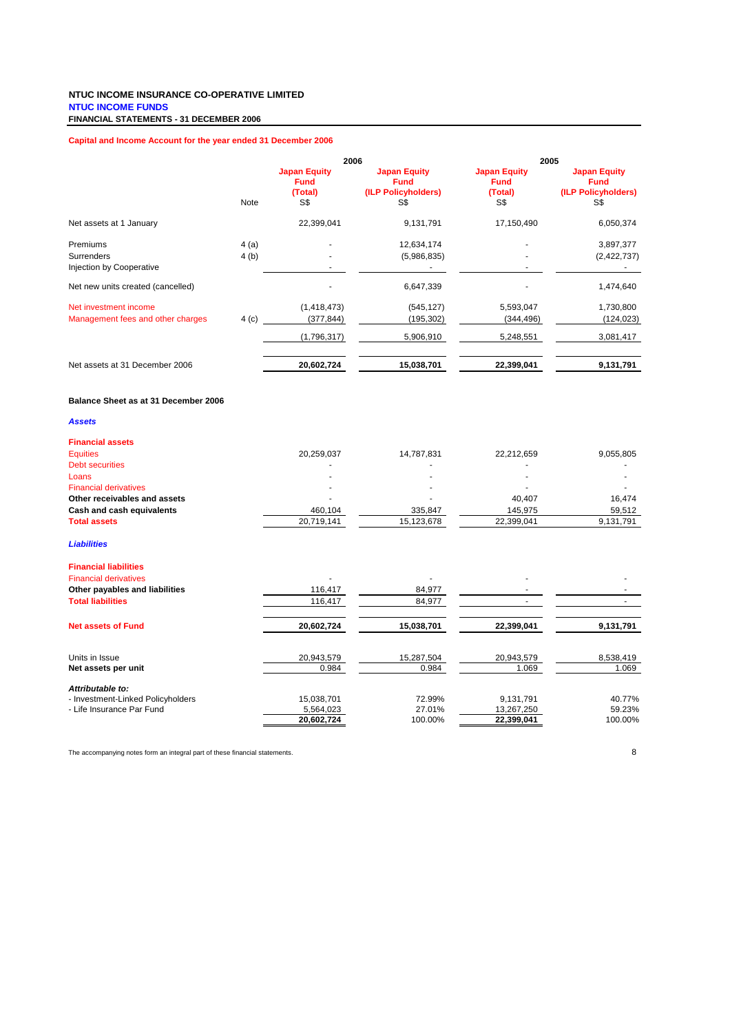**NTUC INCOME INSURANCE CO-OPERATIVE LIMITED**
**NTUC INCOME FUNDS**
**FINANCIAL STATEMENTS - 31 DECEMBER 2006**

**Capital and Income Account for the year ended 31 December 2006**

| | Note | 2006 Japan Equity Fund (Total) S$ | 2006 Japan Equity Fund (ILP Policyholders) S$ | 2005 Japan Equity Fund (Total) S$ | 2005 Japan Equity Fund (ILP Policyholders) S$ |
|---|---|---|---|---|---|
| Net assets at 1 January | | 22,399,041 | 9,131,791 | 17,150,490 | 6,050,374 |
| Premiums | 4 (a) | - | 12,634,174 | - | 3,897,377 |
| Surrenders | 4 (b) | - | (5,986,835) | - | (2,422,737) |
| Injection by Cooperative | | - | - | - | - |
| Net new units created (cancelled) | | - | 6,647,339 | - | 1,474,640 |
| Net investment income | | (1,418,473) | (545,127) | 5,593,047 | 1,730,800 |
| Management fees and other charges | 4 (c) | (377,844) | (195,302) | (344,496) | (124,023) |
| | | (1,796,317) | 5,906,910 | 5,248,551 | 3,081,417 |
| Net assets at 31 December 2006 | | **20,602,724** | **15,038,701** | **22,399,041** | **9,131,791** |

**Balance Sheet as at 31 December 2006**

| | 2006 Japan Equity Fund (Total) S$ | 2006 Japan Equity Fund (ILP Policyholders) S$ | 2005 Japan Equity Fund (Total) S$ | 2005 Japan Equity Fund (ILP Policyholders) S$ |
|---|---|---|---|---|
| ***Assets*** | | | | |
| **Financial assets** | | | | |
| Equities | 20,259,037 | 14,787,831 | 22,212,659 | 9,055,805 |
| Debt securities | - | - | - | - |
| Loans | - | - | - | - |
| Financial derivatives | - | - | - | - |
| **Other receivables and assets** | - | - | 40,407 | 16,474 |
| **Cash and cash equivalents** | 460,104 | 335,847 | 145,975 | 59,512 |
| **Total assets** | 20,719,141 | 15,123,678 | 22,399,041 | 9,131,791 |
| ***Liabilities*** | | | | |
| **Financial liabilities** | | | | |
| Financial derivatives | - | - | - | - |
| **Other payables and liabilities** | 116,417 | 84,977 | - | - |
| **Total liabilities** | 116,417 | 84,977 | - | - |
| **Net assets of Fund** | **20,602,724** | **15,038,701** | **22,399,041** | **9,131,791** |
| Units in Issue | 20,943,579 | 15,287,504 | 20,943,579 | 8,538,419 |
| **Net assets per unit** | 0.984 | 0.984 | 1.069 | 1.069 |
| ***Attributable to:*** | | | | |
| - Investment-Linked Policyholders | 15,038,701 | 72.99% | 9,131,791 | 40.77% |
| - Life Insurance Par Fund | 5,564,023 | 27.01% | 13,267,250 | 59.23% |
| | **20,602,724** | 100.00% | **22,399,041** | 100.00% |

The accompanying notes form an integral part of these financial statements.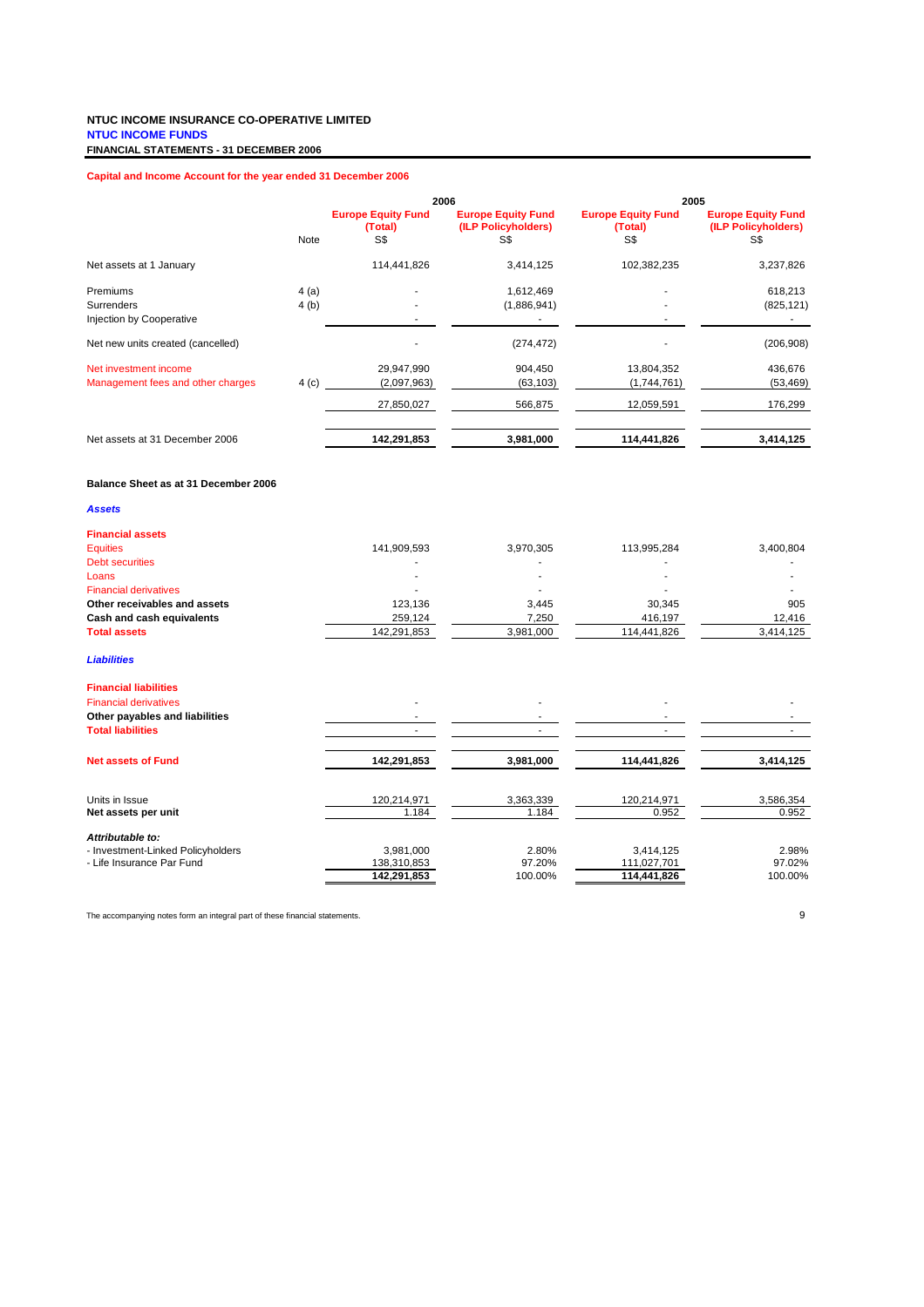**NTUC INCOME INSURANCE CO-OPERATIVE LIMITED**
**NTUC INCOME FUNDS**
**FINANCIAL STATEMENTS - 31 DECEMBER 2006**

**Capital and Income Account for the year ended 31 December 2006**

| | Note | 2006 | | 2005 | |
|---|---|---|---|---|---|
| | | **Europe Equity Fund (Total)** S$ | **Europe Equity Fund (ILP Policyholders)** S$ | **Europe Equity Fund (Total)** S$ | **Europe Equity Fund (ILP Policyholders)** S$ |
| Net assets at 1 January | | 114,441,826 | 3,414,125 | 102,382,235 | 3,237,826 |
| Premiums | 4 (a) | - | 1,612,469 | - | 618,213 |
| Surrenders | 4 (b) | - | (1,886,941) | - | (825,121) |
| Injection by Cooperative | | - | - | - | - |
| Net new units created (cancelled) | | - | (274,472) | - | (206,908) |
| Net investment income | | 29,947,990 | 904,450 | 13,804,352 | 436,676 |
| Management fees and other charges | 4 (c) | (2,097,963) | (63,103) | (1,744,761) | (53,469) |
| | | 27,850,027 | 566,875 | 12,059,591 | 176,299 |
| Net assets at 31 December 2006 | | **142,291,853** | **3,981,000** | **114,441,826** | **3,414,125** |

**Balance Sheet as at 31 December 2006**

| | 2006 Europe Equity Fund (Total) S$ | 2006 Europe Equity Fund (ILP Policyholders) S$ | 2005 Europe Equity Fund (Total) S$ | 2005 Europe Equity Fund (ILP Policyholders) S$ |
|---|---|---|---|---|
| ***Assets*** | | | | |
| **Financial assets** | | | | |
| Equities | 141,909,593 | 3,970,305 | 113,995,284 | 3,400,804 |
| Debt securities | - | - | - | - |
| Loans | - | - | - | - |
| Financial derivatives | - | - | - | - |
| **Other receivables and assets** | 123,136 | 3,445 | 30,345 | 905 |
| **Cash and cash equivalents** | 259,124 | 7,250 | 416,197 | 12,416 |
| **Total assets** | 142,291,853 | 3,981,000 | 114,441,826 | 3,414,125 |
| ***Liabilities*** | | | | |
| **Financial liabilities** | | | | |
| Financial derivatives | - | - | - | - |
| **Other payables and liabilities** | - | - | - | - |
| **Total liabilities** | - | - | - | - |
| **Net assets of Fund** | **142,291,853** | **3,981,000** | **114,441,826** | **3,414,125** |
| Units in Issue | 120,214,971 | 3,363,339 | 120,214,971 | 3,586,354 |
| **Net assets per unit** | 1.184 | 1.184 | 0.952 | 0.952 |
| ***Attributable to:*** | | | | |
| - Investment-Linked Policyholders | 3,981,000 | 2.80% | 3,414,125 | 2.98% |
| - Life Insurance Par Fund | 138,310,853 | 97.20% | 111,027,701 | 97.02% |
| | **142,291,853** | 100.00% | **114,441,826** | 100.00% |

The accompanying notes form an integral part of these financial statements.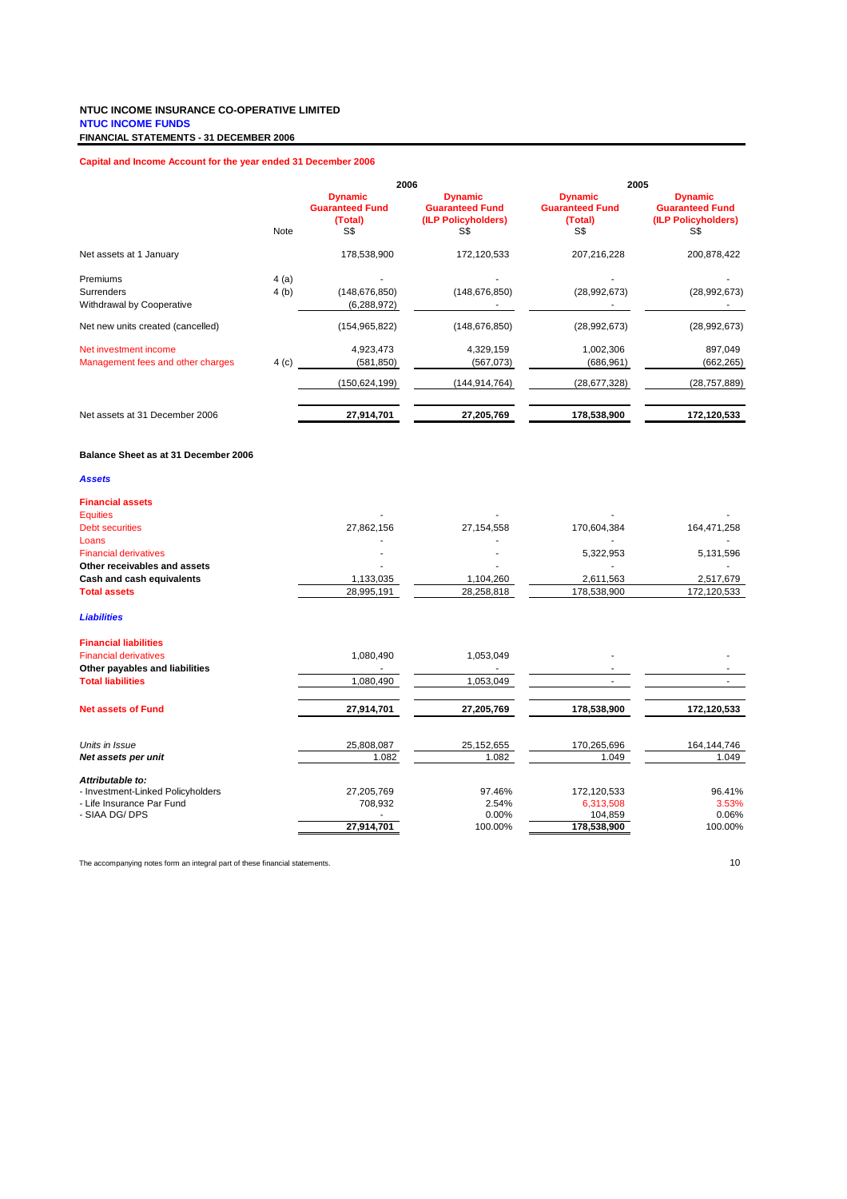**NTUC INCOME INSURANCE CO-OPERATIVE LIMITED**
**NTUC INCOME FUNDS**
**FINANCIAL STATEMENTS - 31 DECEMBER 2006**

## Capital and Income Account for the year ended 31 December 2006

| | Note | 2006 | | 2005 | |
|---|---|---|---|---|---|
| | | **Dynamic Guaranteed Fund (Total)** S$ | **Dynamic Guaranteed Fund (ILP Policyholders)** S$ | **Dynamic Guaranteed Fund (Total)** S$ | **Dynamic Guaranteed Fund (ILP Policyholders)** S$ |
| Net assets at 1 January | | 178,538,900 | 172,120,533 | 207,216,228 | 200,878,422 |
| Premiums | 4 (a) | - | - | - | - |
| Surrenders | 4 (b) | (148,676,850) | (148,676,850) | (28,992,673) | (28,992,673) |
| Withdrawal by Cooperative | | (6,288,972) | - | - | - |
| Net new units created (cancelled) | | (154,965,822) | (148,676,850) | (28,992,673) | (28,992,673) |
| Net investment income | | 4,923,473 | 4,329,159 | 1,002,306 | 897,049 |
| Management fees and other charges | 4 (c) | (581,850) | (567,073) | (686,961) | (662,265) |
| | | (150,624,199) | (144,914,764) | (28,677,328) | (28,757,889) |
| Net assets at 31 December 2006 | | **27,914,701** | **27,205,769** | **178,538,900** | **172,120,533** |

## Balance Sheet as at 31 December 2006

| | 2006 Dynamic Guaranteed Fund (Total) S$ | 2006 Dynamic Guaranteed Fund (ILP Policyholders) S$ | 2005 Dynamic Guaranteed Fund (Total) S$ | 2005 Dynamic Guaranteed Fund (ILP Policyholders) S$ |
|---|---|---|---|---|
| ***Assets*** | | | | |
| **Financial assets** | | | | |
| Equities | - | - | - | - |
| Debt securities | 27,862,156 | 27,154,558 | 170,604,384 | 164,471,258 |
| Loans | - | - | - | - |
| Financial derivatives | - | - | 5,322,953 | 5,131,596 |
| **Other receivables and assets** | - | - | - | - |
| **Cash and cash equivalents** | 1,133,035 | 1,104,260 | 2,611,563 | 2,517,679 |
| **Total assets** | 28,995,191 | 28,258,818 | 178,538,900 | 172,120,533 |
| ***Liabilities*** | | | | |
| **Financial liabilities** | | | | |
| Financial derivatives | 1,080,490 | 1,053,049 | - | - |
| **Other payables and liabilities** | - | - | - | - |
| **Total liabilities** | 1,080,490 | 1,053,049 | - | - |
| **Net assets of Fund** | **27,914,701** | **27,205,769** | **178,538,900** | **172,120,533** |
| *Units in Issue* | 25,808,087 | 25,152,655 | 170,265,696 | 164,144,746 |
| ***Net assets per unit*** | 1.082 | 1.082 | 1.049 | 1.049 |
| ***Attributable to:*** | | | | |
| - Investment-Linked Policyholders | 27,205,769 | 97.46% | 172,120,533 | 96.41% |
| - Life Insurance Par Fund | 708,932 | 2.54% | 6,313,508 | 3.53% |
| - SIAA DG/ DPS | - | 0.00% | 104,859 | 0.06% |
| | **27,914,701** | 100.00% | **178,538,900** | 100.00% |

The accompanying notes form an integral part of these financial statements.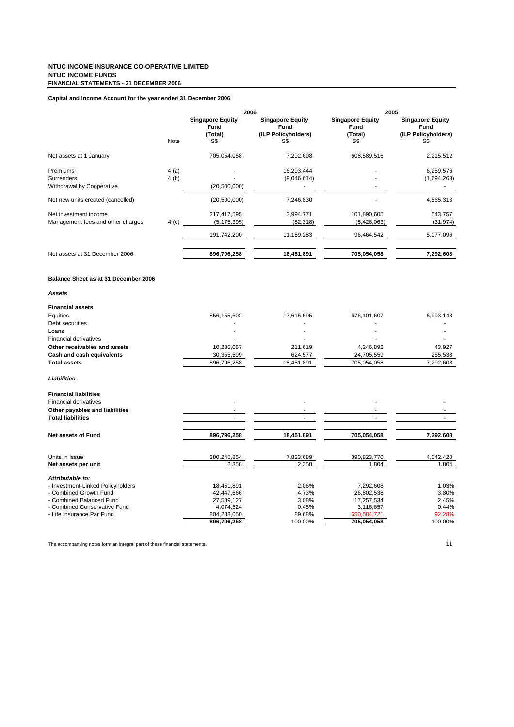**NTUC INCOME INSURANCE CO-OPERATIVE LIMITED**
**NTUC INCOME FUNDS**
**FINANCIAL STATEMENTS - 31 DECEMBER 2006**

**Capital and Income Account for the year ended 31 December 2006**

| | Note | 2006 Singapore Equity Fund (Total) S$ | 2006 Singapore Equity Fund (ILP Policyholders) S$ | 2005 Singapore Equity Fund (Total) S$ | 2005 Singapore Equity Fund (ILP Policyholders) S$ |
|---|---|---|---|---|---|
| Net assets at 1 January | | 705,054,058 | 7,292,608 | 608,589,516 | 2,215,512 |
| Premiums | 4 (a) | - | 16,293,444 | - | 6,259,576 |
| Surrenders | 4 (b) | - | (9,046,614) | - | (1,694,263) |
| Withdrawal by Cooperative | | (20,500,000) | - | - | - |
| Net new units created (cancelled) | | (20,500,000) | 7,246,830 | - | 4,565,313 |
| Net investment income | | 217,417,595 | 3,994,771 | 101,890,605 | 543,757 |
| Management fees and other charges | 4 (c) | (5,175,395) | (82,318) | (5,426,063) | (31,974) |
| | | 191,742,200 | 11,159,283 | 96,464,542 | 5,077,096 |
| Net assets at 31 December 2006 | | **896,796,258** | **18,451,891** | **705,054,058** | **7,292,608** |

**Balance Sheet as at 31 December 2006**

| | 2006 Singapore Equity Fund (Total) S$ | 2006 Singapore Equity Fund (ILP Policyholders) S$ | 2005 Singapore Equity Fund (Total) S$ | 2005 Singapore Equity Fund (ILP Policyholders) S$ |
|---|---|---|---|---|
| ***Assets*** | | | | |
| **Financial assets** | | | | |
| Equities | 856,155,602 | 17,615,695 | 676,101,607 | 6,993,143 |
| Debt securities | - | - | - | - |
| Loans | - | - | - | - |
| Financial derivatives | - | - | - | - |
| **Other receivables and assets** | 10,285,057 | 211,619 | 4,246,892 | 43,927 |
| **Cash and cash equivalents** | 30,355,599 | 624,577 | 24,705,559 | 255,538 |
| **Total assets** | 896,796,258 | 18,451,891 | 705,054,058 | 7,292,608 |
| ***Liabilities*** | | | | |
| **Financial liabilities** | | | | |
| Financial derivatives | - | - | - | - |
| **Other payables and liabilities** | - | - | - | - |
| **Total liabilities** | - | - | - | - |
| **Net assets of Fund** | **896,796,258** | **18,451,891** | **705,054,058** | **7,292,608** |
| Units in Issue | 380,245,854 | 7,823,689 | 390,823,770 | 4,042,420 |
| **Net assets per unit** | 2.358 | 2.358 | 1.804 | 1.804 |
| ***Attributable to:*** | | | | |
| - Investment-Linked Policyholders | 18,451,891 | 2.06% | 7,292,608 | 1.03% |
| - Combined Growth Fund | 42,447,666 | 4.73% | 26,802,538 | 3.80% |
| - Combined Balanced Fund | 27,589,127 | 3.08% | 17,257,534 | 2.45% |
| - Combined Conservative Fund | 4,074,524 | 0.45% | 3,116,657 | 0.44% |
| - Life Insurance Par Fund | 804,233,050 | 89.68% | 650,584,721 | 92.28% |
| | 896,796,258 | 100.00% | 705,054,058 | 100.00% |

The accompanying notes form an integral part of these financial statements.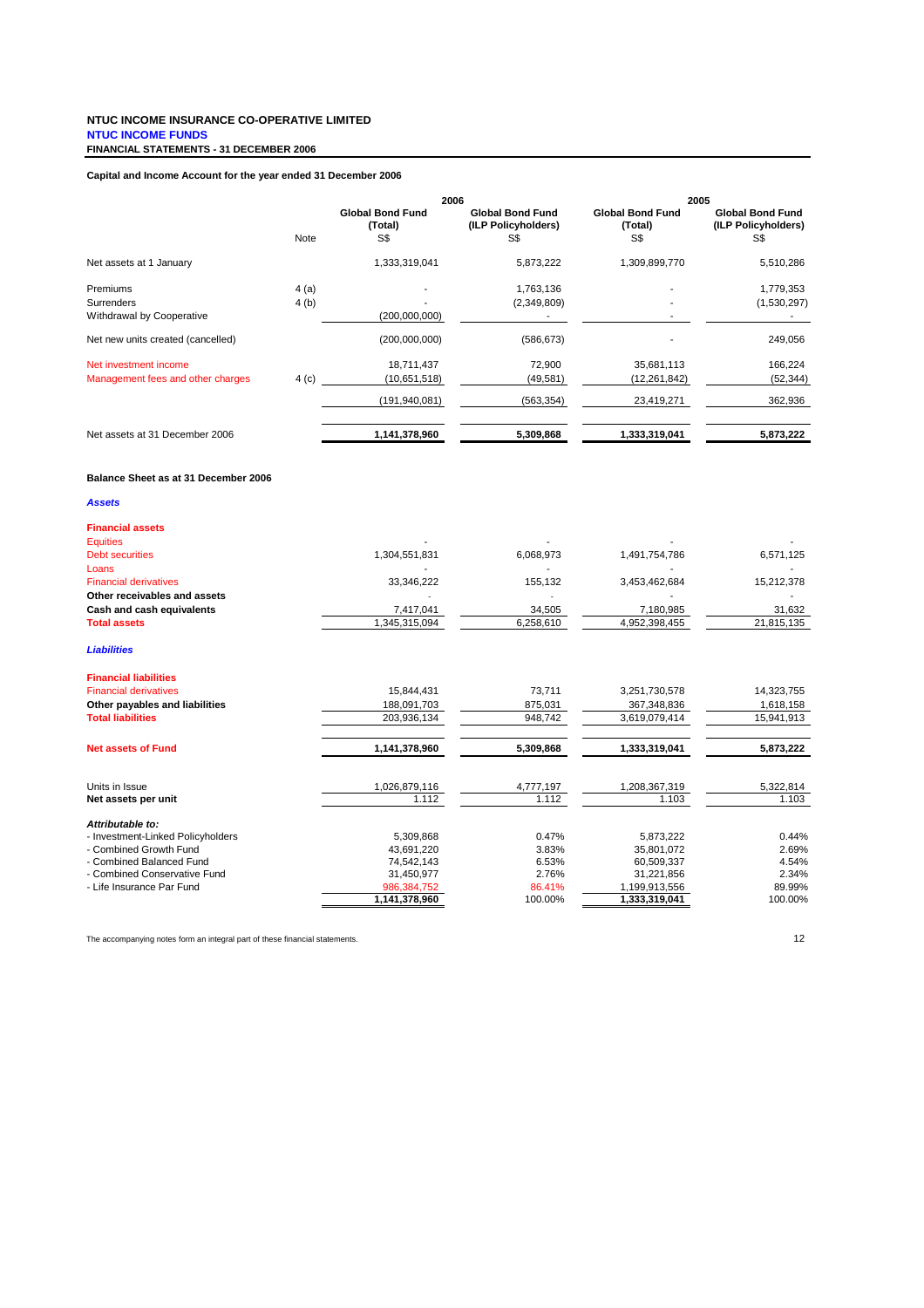**NTUC INCOME INSURANCE CO-OPERATIVE LIMITED**
**NTUC INCOME FUNDS**
**FINANCIAL STATEMENTS - 31 DECEMBER 2006**

**Capital and Income Account for the year ended 31 December 2006**

| | | 2006 | | 2005 | |
|---|---|---|---|---|---|
| | Note | Global Bond Fund (Total) S$ | Global Bond Fund (ILP Policyholders) S$ | Global Bond Fund (Total) S$ | Global Bond Fund (ILP Policyholders) S$ |
| Net assets at 1 January | | 1,333,319,041 | 5,873,222 | 1,309,899,770 | 5,510,286 |
| Premiums | 4 (a) | - | 1,763,136 | - | 1,779,353 |
| Surrenders | 4 (b) | - | (2,349,809) | - | (1,530,297) |
| Withdrawal by Cooperative | | (200,000,000) | - | - | - |
| Net new units created (cancelled) | | (200,000,000) | (586,673) | - | 249,056 |
| Net investment income | | 18,711,437 | 72,900 | 35,681,113 | 166,224 |
| Management fees and other charges | 4 (c) | (10,651,518) | (49,581) | (12,261,842) | (52,344) |
| | | (191,940,081) | (563,354) | 23,419,271 | 362,936 |
| Net assets at 31 December 2006 | | **1,141,378,960** | **5,309,868** | **1,333,319,041** | **5,873,222** |

**Balance Sheet as at 31 December 2006**

| | 2006 Global Bond Fund (Total) S$ | 2006 Global Bond Fund (ILP Policyholders) S$ | 2005 Global Bond Fund (Total) S$ | 2005 Global Bond Fund (ILP Policyholders) S$ |
|---|---|---|---|---|
| ***Assets*** | | | | |
| **Financial assets** | | | | |
| Equities | - | - | - | - |
| Debt securities | 1,304,551,831 | 6,068,973 | 1,491,754,786 | 6,571,125 |
| Loans | - | - | - | - |
| Financial derivatives | 33,346,222 | 155,132 | 3,453,462,684 | 15,212,378 |
| **Other receivables and assets** | - | - | - | - |
| **Cash and cash equivalents** | 7,417,041 | 34,505 | 7,180,985 | 31,632 |
| **Total assets** | 1,345,315,094 | 6,258,610 | 4,952,398,455 | 21,815,135 |
| ***Liabilities*** | | | | |
| **Financial liabilities** | | | | |
| Financial derivatives | 15,844,431 | 73,711 | 3,251,730,578 | 14,323,755 |
| **Other payables and liabilities** | 188,091,703 | 875,031 | 367,348,836 | 1,618,158 |
| **Total liabilities** | 203,936,134 | 948,742 | 3,619,079,414 | 15,941,913 |
| **Net assets of Fund** | **1,141,378,960** | **5,309,868** | **1,333,319,041** | **5,873,222** |
| Units in Issue | 1,026,879,116 | 4,777,197 | 1,208,367,319 | 5,322,814 |
| **Net assets per unit** | 1.112 | 1.112 | 1.103 | 1.103 |
| ***Attributable to:*** | | | | |
| - Investment-Linked Policyholders | 5,309,868 | 0.47% | 5,873,222 | 0.44% |
| - Combined Growth Fund | 43,691,220 | 3.83% | 35,801,072 | 2.69% |
| - Combined Balanced Fund | 74,542,143 | 6.53% | 60,509,337 | 4.54% |
| - Combined Conservative Fund | 31,450,977 | 2.76% | 31,221,856 | 2.34% |
| - Life Insurance Par Fund | 986,384,752 | 86.41% | 1,199,913,556 | 89.99% |
| | **1,141,378,960** | 100.00% | **1,333,319,041** | 100.00% |

The accompanying notes form an integral part of these financial statements.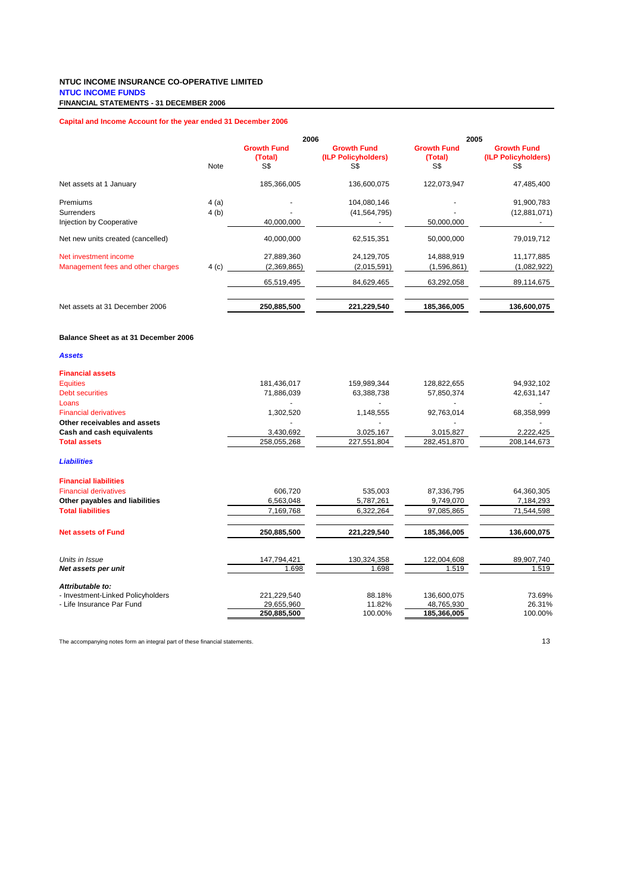**NTUC INCOME INSURANCE CO-OPERATIVE LIMITED**

**NTUC INCOME FUNDS**

**FINANCIAL STATEMENTS - 31 DECEMBER 2006**

### Capital and Income Account for the year ended 31 December 2006

| | Note | 2006 | | 2005 | |
|---|---|---|---|---|---|
| | | **Growth Fund (Total)** S$ | **Growth Fund (ILP Policyholders)** S$ | **Growth Fund (Total)** S$ | **Growth Fund (ILP Policyholders)** S$ |
| Net assets at 1 January | | 185,366,005 | 136,600,075 | 122,073,947 | 47,485,400 |
| Premiums | 4 (a) | - | 104,080,146 | - | 91,900,783 |
| Surrenders | 4 (b) | - | (41,564,795) | - | (12,881,071) |
| Injection by Cooperative | | 40,000,000 | - | 50,000,000 | - |
| Net new units created (cancelled) | | 40,000,000 | 62,515,351 | 50,000,000 | 79,019,712 |
| Net investment income | | 27,889,360 | 24,129,705 | 14,888,919 | 11,177,885 |
| Management fees and other charges | 4 (c) | (2,369,865) | (2,015,591) | (1,596,861) | (1,082,922) |
| | | 65,519,495 | 84,629,465 | 63,292,058 | 89,114,675 |
| Net assets at 31 December 2006 | | **250,885,500** | **221,229,540** | **185,366,005** | **136,600,075** |

### Balance Sheet as at 31 December 2006

| | 2006 Growth Fund (Total) S$ | 2006 Growth Fund (ILP Policyholders) S$ | 2005 Growth Fund (Total) S$ | 2005 Growth Fund (ILP Policyholders) S$ |
|---|---|---|---|---|
| ***Assets*** | | | | |
| **Financial assets** | | | | |
| Equities | 181,436,017 | 159,989,344 | 128,822,655 | 94,932,102 |
| Debt securities | 71,886,039 | 63,388,738 | 57,850,374 | 42,631,147 |
| Loans | - | - | - | - |
| Financial derivatives | 1,302,520 | 1,148,555 | 92,763,014 | 68,358,999 |
| **Other receivables and assets** | - | - | - | - |
| **Cash and cash equivalents** | 3,430,692 | 3,025,167 | 3,015,827 | 2,222,425 |
| **Total assets** | 258,055,268 | 227,551,804 | 282,451,870 | 208,144,673 |
| ***Liabilities*** | | | | |
| **Financial liabilities** | | | | |
| Financial derivatives | 606,720 | 535,003 | 87,336,795 | 64,360,305 |
| **Other payables and liabilities** | 6,563,048 | 5,787,261 | 9,749,070 | 7,184,293 |
| **Total liabilities** | 7,169,768 | 6,322,264 | 97,085,865 | 71,544,598 |
| **Net assets of Fund** | **250,885,500** | **221,229,540** | **185,366,005** | **136,600,075** |
| *Units in Issue* | 147,794,421 | 130,324,358 | 122,004,608 | 89,907,740 |
| ***Net assets per unit*** | 1.698 | 1.698 | 1.519 | 1.519 |
| ***Attributable to:*** | | | | |
| - Investment-Linked Policyholders | 221,229,540 | 88.18% | 136,600,075 | 73.69% |
| - Life Insurance Par Fund | 29,655,960 | 11.82% | 48,765,930 | 26.31% |
| | **250,885,500** | 100.00% | **185,366,005** | 100.00% |

The accompanying notes form an integral part of these financial statements.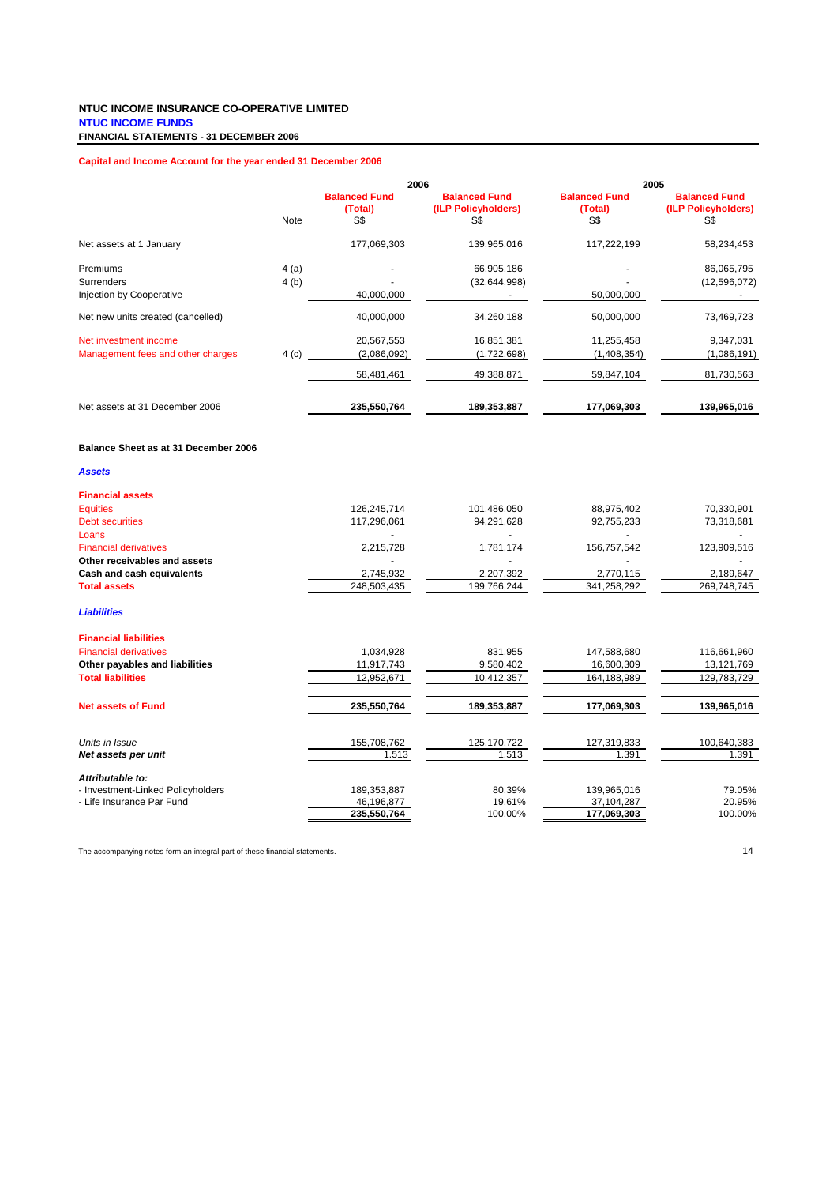**NTUC INCOME INSURANCE CO-OPERATIVE LIMITED**
**NTUC INCOME FUNDS**
**FINANCIAL STATEMENTS - 31 DECEMBER 2006**

**Capital and Income Account for the year ended 31 December 2006**

| | Note | 2006 Balanced Fund (Total) S$ | 2006 Balanced Fund (ILP Policyholders) S$ | 2005 Balanced Fund (Total) S$ | 2005 Balanced Fund (ILP Policyholders) S$ |
|---|---|---|---|---|---|
| Net assets at 1 January | | 177,069,303 | 139,965,016 | 117,222,199 | 58,234,453 |
| Premiums | 4 (a) | - | 66,905,186 | - | 86,065,795 |
| Surrenders | 4 (b) | - | (32,644,998) | - | (12,596,072) |
| Injection by Cooperative | | 40,000,000 | - | 50,000,000 | - |
| Net new units created (cancelled) | | 40,000,000 | 34,260,188 | 50,000,000 | 73,469,723 |
| Net investment income | | 20,567,553 | 16,851,381 | 11,255,458 | 9,347,031 |
| Management fees and other charges | 4 (c) | (2,086,092) | (1,722,698) | (1,408,354) | (1,086,191) |
| | | 58,481,461 | 49,388,871 | 59,847,104 | 81,730,563 |
| Net assets at 31 December 2006 | | **235,550,764** | **189,353,887** | **177,069,303** | **139,965,016** |

**Balance Sheet as at 31 December 2006**

| | 2006 Balanced Fund (Total) S$ | 2006 Balanced Fund (ILP Policyholders) S$ | 2005 Balanced Fund (Total) S$ | 2005 Balanced Fund (ILP Policyholders) S$ |
|---|---|---|---|---|
| ***Assets*** | | | | |
| **Financial assets** | | | | |
| Equities | 126,245,714 | 101,486,050 | 88,975,402 | 70,330,901 |
| Debt securities | 117,296,061 | 94,291,628 | 92,755,233 | 73,318,681 |
| Loans | - | - | - | - |
| Financial derivatives | 2,215,728 | 1,781,174 | 156,757,542 | 123,909,516 |
| **Other receivables and assets** | - | - | - | - |
| **Cash and cash equivalents** | 2,745,932 | 2,207,392 | 2,770,115 | 2,189,647 |
| **Total assets** | 248,503,435 | 199,766,244 | 341,258,292 | 269,748,745 |
| ***Liabilities*** | | | | |
| **Financial liabilities** | | | | |
| Financial derivatives | 1,034,928 | 831,955 | 147,588,680 | 116,661,960 |
| **Other payables and liabilities** | 11,917,743 | 9,580,402 | 16,600,309 | 13,121,769 |
| **Total liabilities** | 12,952,671 | 10,412,357 | 164,188,989 | 129,783,729 |
| **Net assets of Fund** | **235,550,764** | **189,353,887** | **177,069,303** | **139,965,016** |
| *Units in Issue* | 155,708,762 | 125,170,722 | 127,319,833 | 100,640,383 |
| ***Net assets per unit*** | 1.513 | 1.513 | 1.391 | 1.391 |
| ***Attributable to:*** | | | | |
| - Investment-Linked Policyholders | 189,353,887 | 80.39% | 139,965,016 | 79.05% |
| - Life Insurance Par Fund | 46,196,877 | 19.61% | 37,104,287 | 20.95% |
| | **235,550,764** | 100.00% | **177,069,303** | 100.00% |

The accompanying notes form an integral part of these financial statements.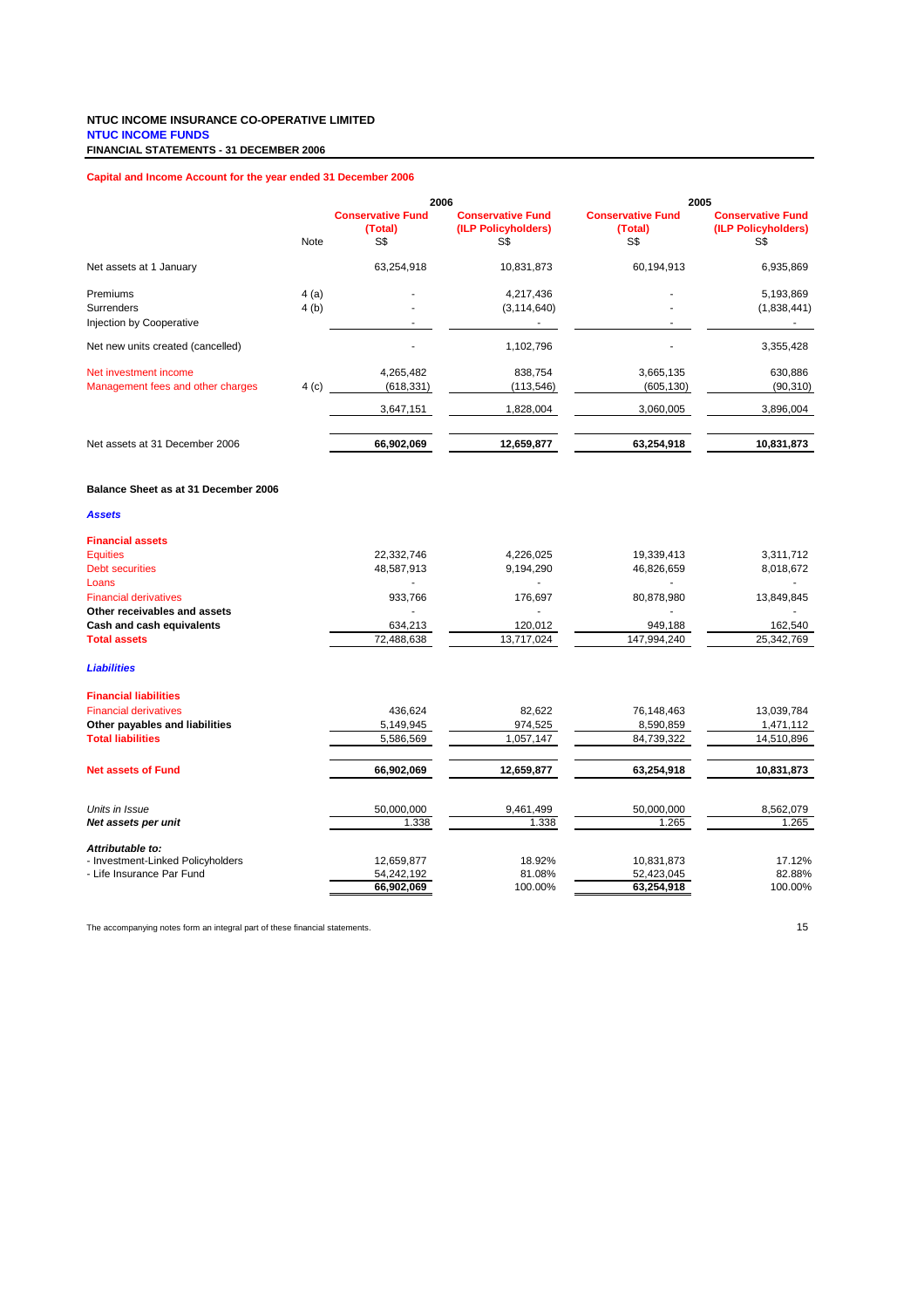**NTUC INCOME INSURANCE CO-OPERATIVE LIMITED**
**NTUC INCOME FUNDS**
**FINANCIAL STATEMENTS - 31 DECEMBER 2006**

**Capital and Income Account for the year ended 31 December 2006**

| | | 2006 | | 2005 | |
|---|---|---|---|---|---|
| | Note | Conservative Fund (Total) S$ | Conservative Fund (ILP Policyholders) S$ | Conservative Fund (Total) S$ | Conservative Fund (ILP Policyholders) S$ |
| Net assets at 1 January | | 63,254,918 | 10,831,873 | 60,194,913 | 6,935,869 |
| Premiums | 4 (a) | - | 4,217,436 | - | 5,193,869 |
| Surrenders | 4 (b) | - | (3,114,640) | - | (1,838,441) |
| Injection by Cooperative | | - | - | - | - |
| Net new units created (cancelled) | | - | 1,102,796 | - | 3,355,428 |
| Net investment income | | 4,265,482 | 838,754 | 3,665,135 | 630,886 |
| Management fees and other charges | 4 (c) | (618,331) | (113,546) | (605,130) | (90,310) |
| | | 3,647,151 | 1,828,004 | 3,060,005 | 3,896,004 |
| Net assets at 31 December 2006 | | **66,902,069** | **12,659,877** | **63,254,918** | **10,831,873** |

**Balance Sheet as at 31 December 2006**

| | 2006 Conservative Fund (Total) S$ | 2006 Conservative Fund (ILP Policyholders) S$ | 2005 Conservative Fund (Total) S$ | 2005 Conservative Fund (ILP Policyholders) S$ |
|---|---|---|---|---|
| ***Assets*** | | | | |
| **Financial assets** | | | | |
| Equities | 22,332,746 | 4,226,025 | 19,339,413 | 3,311,712 |
| Debt securities | 48,587,913 | 9,194,290 | 46,826,659 | 8,018,672 |
| Loans | - | - | - | - |
| Financial derivatives | 933,766 | 176,697 | 80,878,980 | 13,849,845 |
| **Other receivables and assets** | - | - | - | - |
| **Cash and cash equivalents** | 634,213 | 120,012 | 949,188 | 162,540 |
| **Total assets** | 72,488,638 | 13,717,024 | 147,994,240 | 25,342,769 |
| ***Liabilities*** | | | | |
| **Financial liabilities** | | | | |
| Financial derivatives | 436,624 | 82,622 | 76,148,463 | 13,039,784 |
| **Other payables and liabilities** | 5,149,945 | 974,525 | 8,590,859 | 1,471,112 |
| **Total liabilities** | 5,586,569 | 1,057,147 | 84,739,322 | 14,510,896 |
| **Net assets of Fund** | **66,902,069** | **12,659,877** | **63,254,918** | **10,831,873** |
| *Units in Issue* | 50,000,000 | 9,461,499 | 50,000,000 | 8,562,079 |
| ***Net assets per unit*** | 1.338 | 1.338 | 1.265 | 1.265 |
| ***Attributable to:*** | | | | |
| - Investment-Linked Policyholders | 12,659,877 | 18.92% | 10,831,873 | 17.12% |
| - Life Insurance Par Fund | 54,242,192 | 81.08% | 52,423,045 | 82.88% |
| | **66,902,069** | 100.00% | **63,254,918** | 100.00% |

The accompanying notes form an integral part of these financial statements.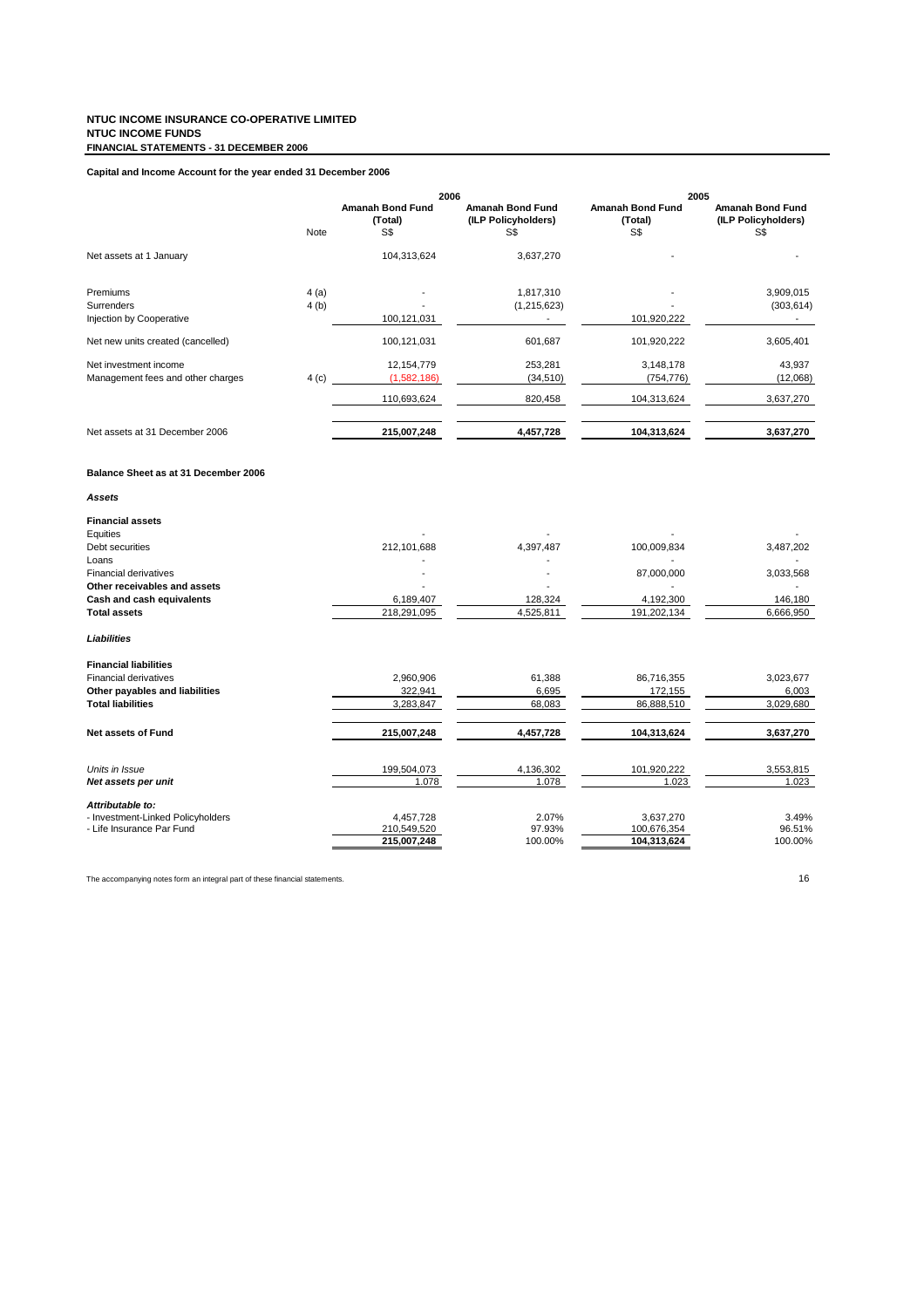**NTUC INCOME INSURANCE CO-OPERATIVE LIMITED**
**NTUC INCOME FUNDS**
**FINANCIAL STATEMENTS - 31 DECEMBER 2006**

**Capital and Income Account for the year ended 31 December 2006**

| | Note | 2006 | | 2005 | |
|---|---|---|---|---|---|
| | | **Amanah Bond Fund (Total)** S$ | **Amanah Bond Fund (ILP Policyholders)** S$ | **Amanah Bond Fund (Total)** S$ | **Amanah Bond Fund (ILP Policyholders)** S$ |
| Net assets at 1 January | | 104,313,624 | 3,637,270 | - | - |
| Premiums | 4 (a) | - | 1,817,310 | - | 3,909,015 |
| Surrenders | 4 (b) | - | (1,215,623) | - | (303,614) |
| Injection by Cooperative | | 100,121,031 | - | 101,920,222 | - |
| Net new units created (cancelled) | | 100,121,031 | 601,687 | 101,920,222 | 3,605,401 |
| Net investment income | | 12,154,779 | 253,281 | 3,148,178 | 43,937 |
| Management fees and other charges | 4 (c) | (1,582,186) | (34,510) | (754,776) | (12,068) |
| | | 110,693,624 | 820,458 | 104,313,624 | 3,637,270 |
| Net assets at 31 December 2006 | | **215,007,248** | **4,457,728** | **104,313,624** | **3,637,270** |

**Balance Sheet as at 31 December 2006**

| | 2006 Amanah Bond Fund (Total) S$ | 2006 Amanah Bond Fund (ILP Policyholders) S$ | 2005 Amanah Bond Fund (Total) S$ | 2005 Amanah Bond Fund (ILP Policyholders) S$ |
|---|---|---|---|---|
| ***Assets*** | | | | |
| **Financial assets** | | | | |
| Equities | - | - | - | - |
| Debt securities | 212,101,688 | 4,397,487 | 100,009,834 | 3,487,202 |
| Loans | - | - | - | - |
| Financial derivatives | - | - | 87,000,000 | 3,033,568 |
| **Other receivables and assets** | - | - | - | - |
| **Cash and cash equivalents** | 6,189,407 | 128,324 | 4,192,300 | 146,180 |
| **Total assets** | 218,291,095 | 4,525,811 | 191,202,134 | 6,666,950 |
| ***Liabilities*** | | | | |
| **Financial liabilities** | | | | |
| Financial derivatives | 2,960,906 | 61,388 | 86,716,355 | 3,023,677 |
| **Other payables and liabilities** | 322,941 | 6,695 | 172,155 | 6,003 |
| **Total liabilities** | 3,283,847 | 68,083 | 86,888,510 | 3,029,680 |
| **Net assets of Fund** | **215,007,248** | **4,457,728** | **104,313,624** | **3,637,270** |
| *Units in Issue* | 199,504,073 | 4,136,302 | 101,920,222 | 3,553,815 |
| ***Net assets per unit*** | 1.078 | 1.078 | 1.023 | 1.023 |
| ***Attributable to:*** | | | | |
| - Investment-Linked Policyholders | 4,457,728 | 2.07% | 3,637,270 | 3.49% |
| - Life Insurance Par Fund | 210,549,520 | 97.93% | 100,676,354 | 96.51% |
| | **215,007,248** | 100.00% | **104,313,624** | 100.00% |

The accompanying notes form an integral part of these financial statements.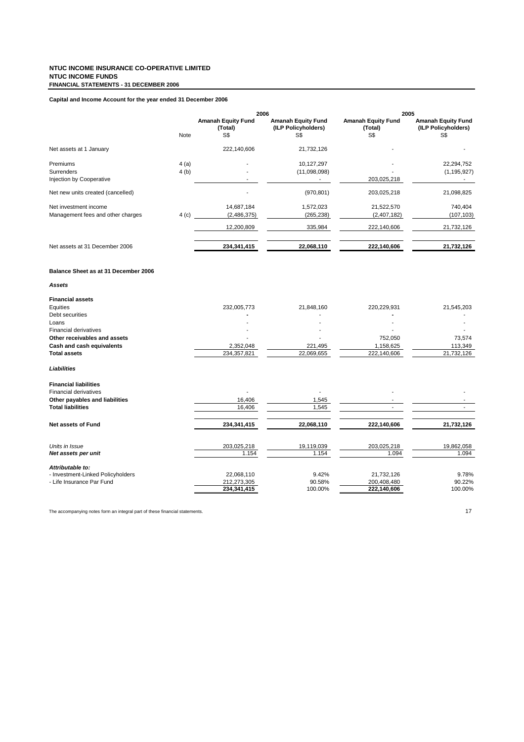**NTUC INCOME INSURANCE CO-OPERATIVE LIMITED**
**NTUC INCOME FUNDS**
**FINANCIAL STATEMENTS - 31 DECEMBER 2006**

**Capital and Income Account for the year ended 31 December 2006**

| | | 2006 | | 2005 | |
|---|---|---|---|---|---|
| | | Amanah Equity Fund (Total) | Amanah Equity Fund (ILP Policyholders) | Amanah Equity Fund (Total) | Amanah Equity Fund (ILP Policyholders) |
| | Note | S$ | S$ | S$ | S$ |
| Net assets at 1 January | | 222,140,606 | 21,732,126 | - | - |
| Premiums | 4 (a) | - | 10,127,297 | - | 22,294,752 |
| Surrenders | 4 (b) | - | (11,098,098) | - | (1,195,927) |
| Injection by Cooperative | | - | - | 203,025,218 | - |
| Net new units created (cancelled) | | - | (970,801) | 203,025,218 | 21,098,825 |
| Net investment income | | 14,687,184 | 1,572,023 | 21,522,570 | 740,404 |
| Management fees and other charges | 4 (c) | (2,486,375) | (265,238) | (2,407,182) | (107,103) |
| | | 12,200,809 | 335,984 | 222,140,606 | 21,732,126 |
| Net assets at 31 December 2006 | | **234,341,415** | **22,068,110** | **222,140,606** | **21,732,126** |

**Balance Sheet as at 31 December 2006**

***Assets***

| | 2006 Amanah Equity Fund (Total) | 2006 Amanah Equity Fund (ILP Policyholders) | 2005 Amanah Equity Fund (Total) | 2005 Amanah Equity Fund (ILP Policyholders) |
|---|---|---|---|---|
| **Financial assets** | | | | |
| Equities | 232,005,773 | 21,848,160 | 220,229,931 | 21,545,203 |
| Debt securities | - | - | - | - |
| Loans | - | - | - | - |
| Financial derivatives | - | - | - | - |
| **Other receivables and assets** | - | - | 752,050 | 73,574 |
| **Cash and cash equivalents** | 2,352,048 | 221,495 | 1,158,625 | 113,349 |
| **Total assets** | 234,357,821 | 22,069,655 | 222,140,606 | 21,732,126 |
| ***Liabilities*** | | | | |
| **Financial liabilities** | | | | |
| Financial derivatives | - | - | - | - |
| **Other payables and liabilities** | 16,406 | 1,545 | - | - |
| **Total liabilities** | 16,406 | 1,545 | - | - |
| **Net assets of Fund** | **234,341,415** | **22,068,110** | **222,140,606** | **21,732,126** |
| *Units in Issue* | 203,025,218 | 19,119,039 | 203,025,218 | 19,862,058 |
| ***Net assets per unit*** | 1.154 | 1.154 | 1.094 | 1.094 |
| ***Attributable to:*** | | | | |
| - Investment-Linked Policyholders | 22,068,110 | 9.42% | 21,732,126 | 9.78% |
| - Life Insurance Par Fund | 212,273,305 | 90.58% | 200,408,480 | 90.22% |
| | **234,341,415** | 100.00% | **222,140,606** | 100.00% |

The accompanying notes form an integral part of these financial statements.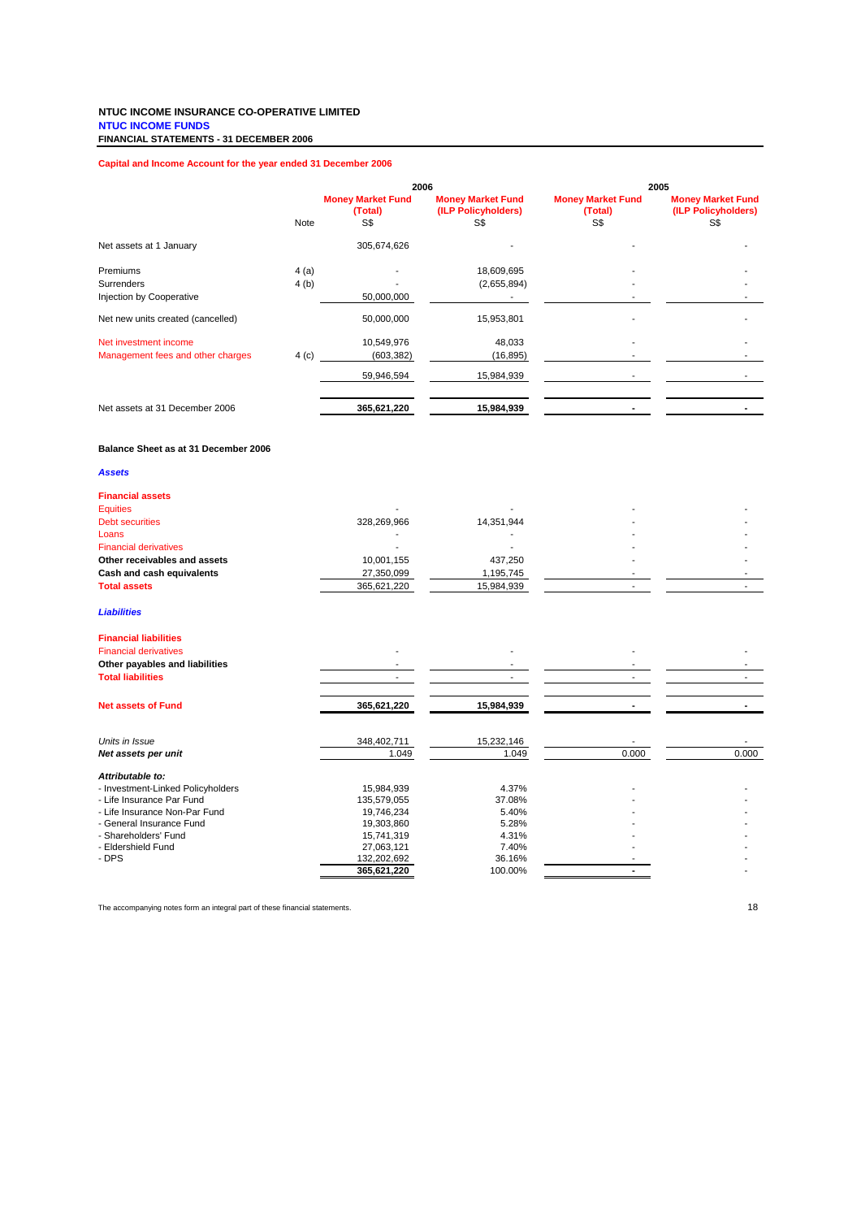**NTUC INCOME INSURANCE CO-OPERATIVE LIMITED**
**NTUC INCOME FUNDS**
**FINANCIAL STATEMENTS - 31 DECEMBER 2006**

**Capital and Income Account for the year ended 31 December 2006**

| | Note | 2006 Money Market Fund (Total) S$ | 2006 Money Market Fund (ILP Policyholders) S$ | 2005 Money Market Fund (Total) S$ | 2005 Money Market Fund (ILP Policyholders) S$ |
|---|---|---|---|---|---|
| Net assets at 1 January | | 305,674,626 | - | - | - |
| Premiums | 4 (a) | - | 18,609,695 | - | - |
| Surrenders | 4 (b) | - | (2,655,894) | - | - |
| Injection by Cooperative | | 50,000,000 | - | - | - |
| Net new units created (cancelled) | | 50,000,000 | 15,953,801 | - | - |
| Net investment income | | 10,549,976 | 48,033 | - | - |
| Management fees and other charges | 4 (c) | (603,382) | (16,895) | - | - |
| | | 59,946,594 | 15,984,939 | - | - |
| Net assets at 31 December 2006 | | **365,621,220** | **15,984,939** | **-** | **-** |

**Balance Sheet as at 31 December 2006**

| | 2006 Money Market Fund (Total) S$ | 2006 Money Market Fund (ILP Policyholders) S$ | 2005 Money Market Fund (Total) S$ | 2005 Money Market Fund (ILP Policyholders) S$ |
|---|---|---|---|---|
| ***Assets*** | | | | |
| **Financial assets** | | | | |
| Equities | - | - | - | - |
| Debt securities | 328,269,966 | 14,351,944 | - | - |
| Loans | - | - | - | - |
| Financial derivatives | - | - | - | - |
| **Other receivables and assets** | 10,001,155 | 437,250 | - | - |
| **Cash and cash equivalents** | 27,350,099 | 1,195,745 | - | - |
| **Total assets** | 365,621,220 | 15,984,939 | - | - |
| ***Liabilities*** | | | | |
| **Financial liabilities** | | | | |
| Financial derivatives | - | - | - | - |
| **Other payables and liabilities** | - | - | - | - |
| **Total liabilities** | - | - | - | - |
| **Net assets of Fund** | **365,621,220** | **15,984,939** | **-** | **-** |
| *Units in Issue* | 348,402,711 | 15,232,146 | - | - |
| ***Net assets per unit*** | 1.049 | 1.049 | 0.000 | 0.000 |
| ***Attributable to:*** | | | | |
| - Investment-Linked Policyholders | 15,984,939 | 4.37% | - | - |
| - Life Insurance Par Fund | 135,579,055 | 37.08% | - | - |
| - Life Insurance Non-Par Fund | 19,746,234 | 5.40% | - | - |
| - General Insurance Fund | 19,303,860 | 5.28% | - | - |
| - Shareholders' Fund | 15,741,319 | 4.31% | - | - |
| - Eldershield Fund | 27,063,121 | 7.40% | - | - |
| - DPS | 132,202,692 | 36.16% | - | - |
| | **365,621,220** | 100.00% | **-** | - |

The accompanying notes form an integral part of these financial statements.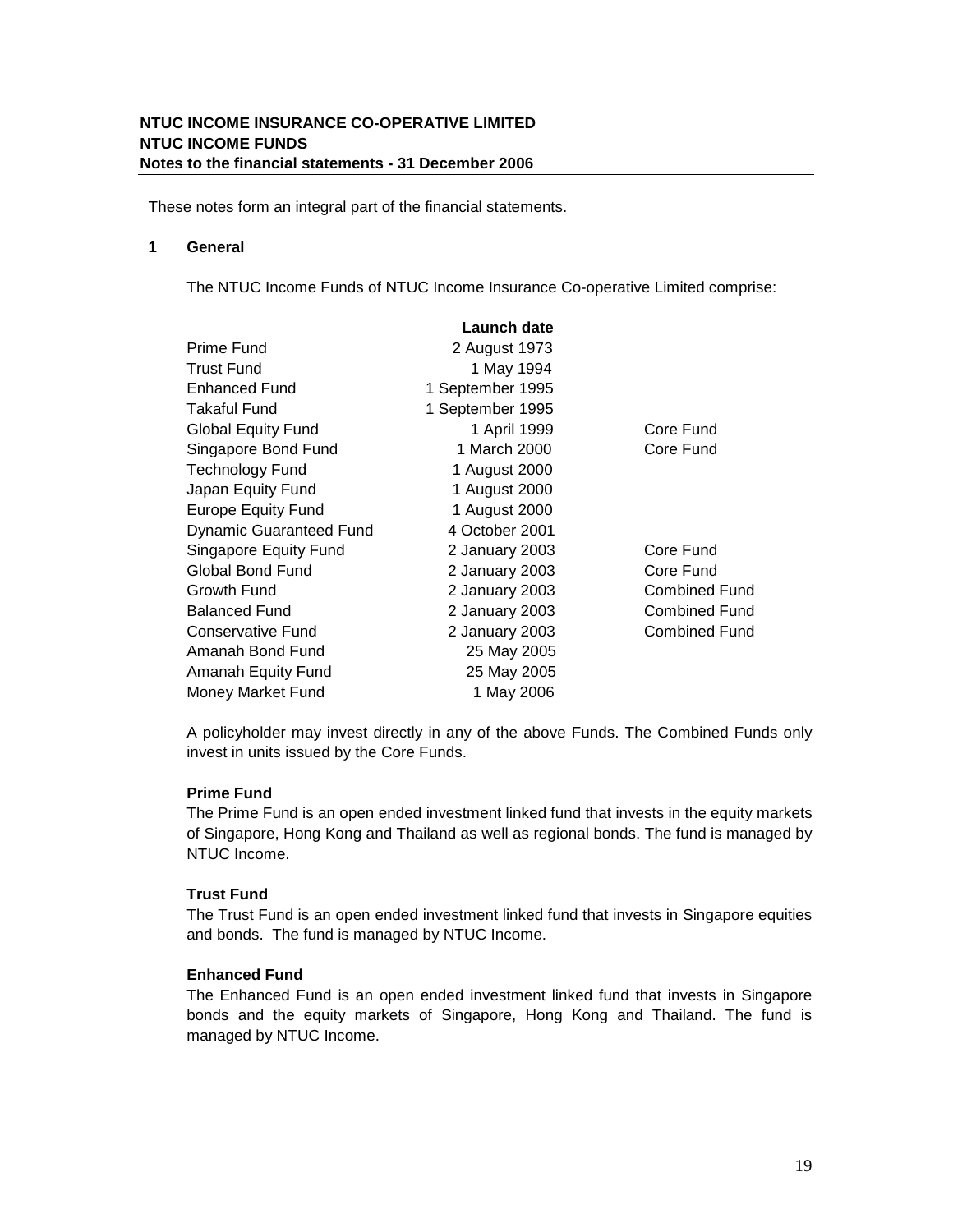**NTUC INCOME INSURANCE CO-OPERATIVE LIMITED**
**NTUC INCOME FUNDS**
**Notes to the financial statements - 31 December 2006**

These notes form an integral part of the financial statements.

## 1 General

The NTUC Income Funds of NTUC Income Insurance Co-operative Limited comprise:

| | Launch date | |
|---|---|---|
| Prime Fund | 2 August 1973 | |
| Trust Fund | 1 May 1994 | |
| Enhanced Fund | 1 September 1995 | |
| Takaful Fund | 1 September 1995 | |
| Global Equity Fund | 1 April 1999 | Core Fund |
| Singapore Bond Fund | 1 March 2000 | Core Fund |
| Technology Fund | 1 August 2000 | |
| Japan Equity Fund | 1 August 2000 | |
| Europe Equity Fund | 1 August 2000 | |
| Dynamic Guaranteed Fund | 4 October 2001 | |
| Singapore Equity Fund | 2 January 2003 | Core Fund |
| Global Bond Fund | 2 January 2003 | Core Fund |
| Growth Fund | 2 January 2003 | Combined Fund |
| Balanced Fund | 2 January 2003 | Combined Fund |
| Conservative Fund | 2 January 2003 | Combined Fund |
| Amanah Bond Fund | 25 May 2005 | |
| Amanah Equity Fund | 25 May 2005 | |
| Money Market Fund | 1 May 2006 | |

A policyholder may invest directly in any of the above Funds. The Combined Funds only invest in units issued by the Core Funds.

**Prime Fund**
The Prime Fund is an open ended investment linked fund that invests in the equity markets of Singapore, Hong Kong and Thailand as well as regional bonds. The fund is managed by NTUC Income.

**Trust Fund**
The Trust Fund is an open ended investment linked fund that invests in Singapore equities and bonds. The fund is managed by NTUC Income.

**Enhanced Fund**
The Enhanced Fund is an open ended investment linked fund that invests in Singapore bonds and the equity markets of Singapore, Hong Kong and Thailand. The fund is managed by NTUC Income.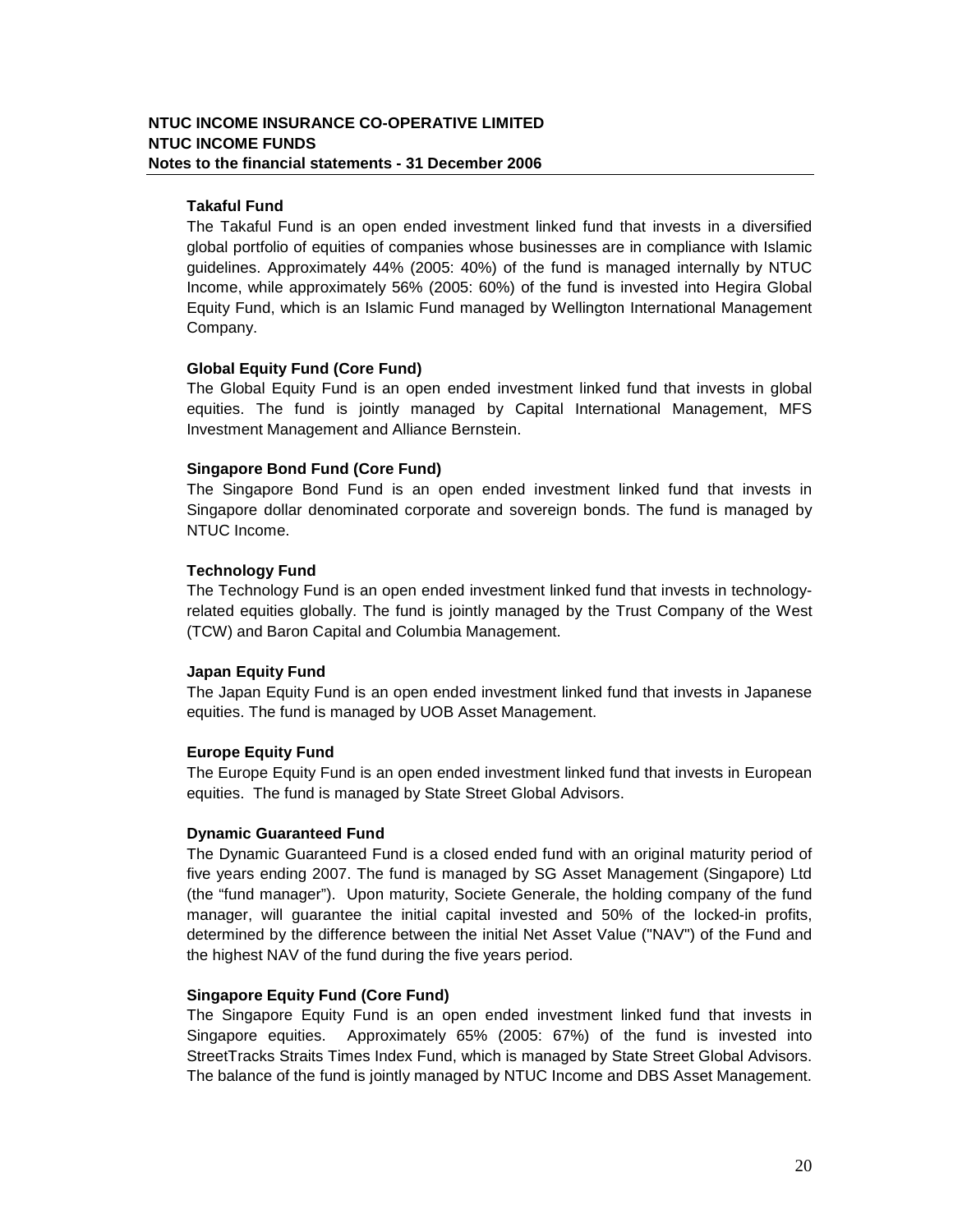**Takaful Fund**

The Takaful Fund is an open ended investment linked fund that invests in a diversified global portfolio of equities of companies whose businesses are in compliance with Islamic guidelines. Approximately 44% (2005: 40%) of the fund is managed internally by NTUC Income, while approximately 56% (2005: 60%) of the fund is invested into Hegira Global Equity Fund, which is an Islamic Fund managed by Wellington International Management Company.

**Global Equity Fund (Core Fund)**

The Global Equity Fund is an open ended investment linked fund that invests in global equities. The fund is jointly managed by Capital International Management, MFS Investment Management and Alliance Bernstein.

**Singapore Bond Fund (Core Fund)**

The Singapore Bond Fund is an open ended investment linked fund that invests in Singapore dollar denominated corporate and sovereign bonds. The fund is managed by NTUC Income.

**Technology Fund**

The Technology Fund is an open ended investment linked fund that invests in technology-related equities globally. The fund is jointly managed by the Trust Company of the West (TCW) and Baron Capital and Columbia Management.

**Japan Equity Fund**

The Japan Equity Fund is an open ended investment linked fund that invests in Japanese equities. The fund is managed by UOB Asset Management.

**Europe Equity Fund**

The Europe Equity Fund is an open ended investment linked fund that invests in European equities. The fund is managed by State Street Global Advisors.

**Dynamic Guaranteed Fund**

The Dynamic Guaranteed Fund is a closed ended fund with an original maturity period of five years ending 2007. The fund is managed by SG Asset Management (Singapore) Ltd (the "fund manager"). Upon maturity, Societe Generale, the holding company of the fund manager, will guarantee the initial capital invested and 50% of the locked-in profits, determined by the difference between the initial Net Asset Value ("NAV") of the Fund and the highest NAV of the fund during the five years period.

**Singapore Equity Fund (Core Fund)**

The Singapore Equity Fund is an open ended investment linked fund that invests in Singapore equities. Approximately 65% (2005: 67%) of the fund is invested into StreetTracks Straits Times Index Fund, which is managed by State Street Global Advisors. The balance of the fund is jointly managed by NTUC Income and DBS Asset Management.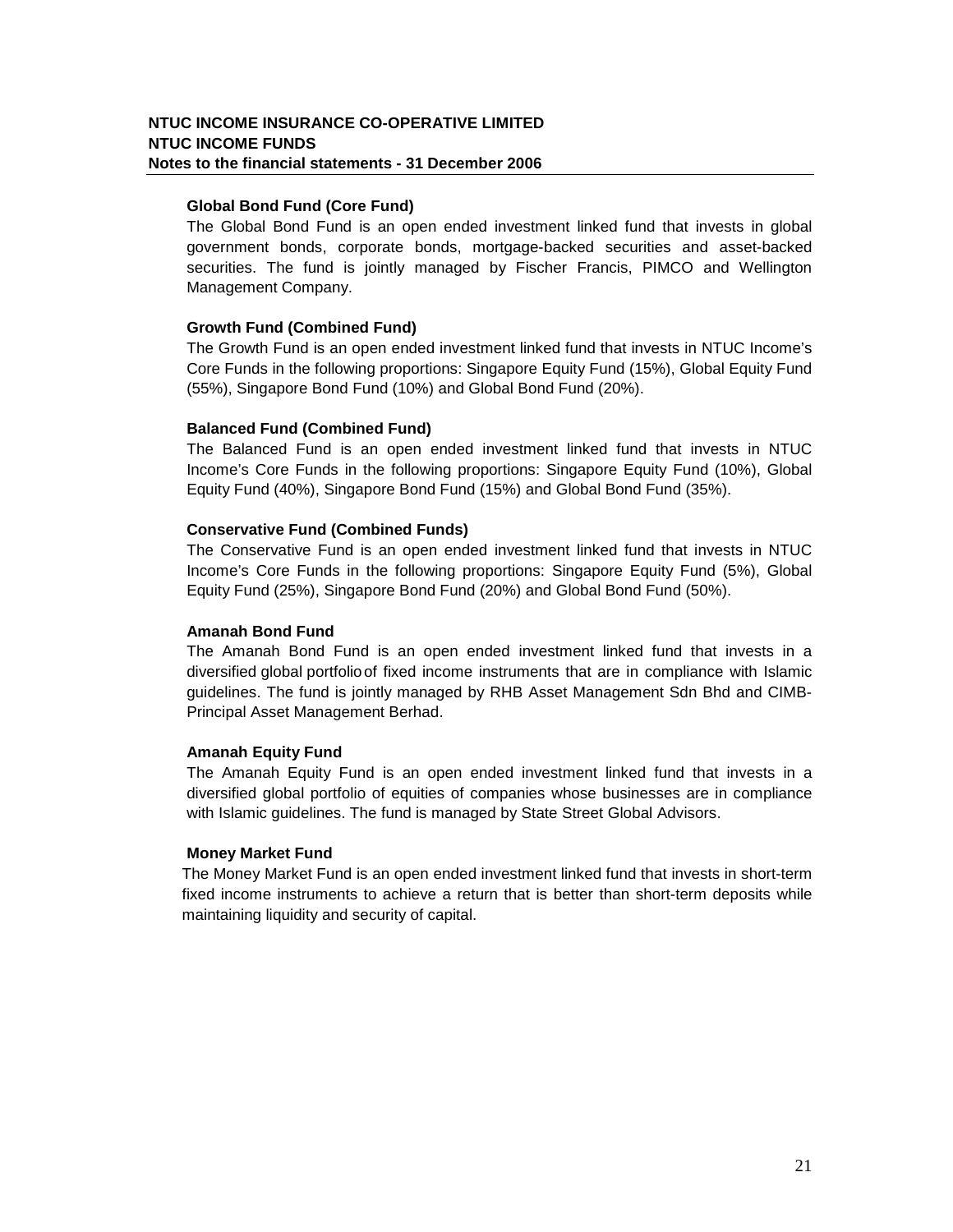**Global Bond Fund (Core Fund)**

The Global Bond Fund is an open ended investment linked fund that invests in global government bonds, corporate bonds, mortgage-backed securities and asset-backed securities. The fund is jointly managed by Fischer Francis, PIMCO and Wellington Management Company.

**Growth Fund (Combined Fund)**

The Growth Fund is an open ended investment linked fund that invests in NTUC Income's Core Funds in the following proportions: Singapore Equity Fund (15%), Global Equity Fund (55%), Singapore Bond Fund (10%) and Global Bond Fund (20%).

**Balanced Fund (Combined Fund)**

The Balanced Fund is an open ended investment linked fund that invests in NTUC Income's Core Funds in the following proportions: Singapore Equity Fund (10%), Global Equity Fund (40%), Singapore Bond Fund (15%) and Global Bond Fund (35%).

**Conservative Fund (Combined Funds)**

The Conservative Fund is an open ended investment linked fund that invests in NTUC Income's Core Funds in the following proportions: Singapore Equity Fund (5%), Global Equity Fund (25%), Singapore Bond Fund (20%) and Global Bond Fund (50%).

**Amanah Bond Fund**

The Amanah Bond Fund is an open ended investment linked fund that invests in a diversified global portfolio of fixed income instruments that are in compliance with Islamic guidelines. The fund is jointly managed by RHB Asset Management Sdn Bhd and CIMB-Principal Asset Management Berhad.

**Amanah Equity Fund**

The Amanah Equity Fund is an open ended investment linked fund that invests in a diversified global portfolio of equities of companies whose businesses are in compliance with Islamic guidelines. The fund is managed by State Street Global Advisors.

**Money Market Fund**

The Money Market Fund is an open ended investment linked fund that invests in short-term fixed income instruments to achieve a return that is better than short-term deposits while maintaining liquidity and security of capital.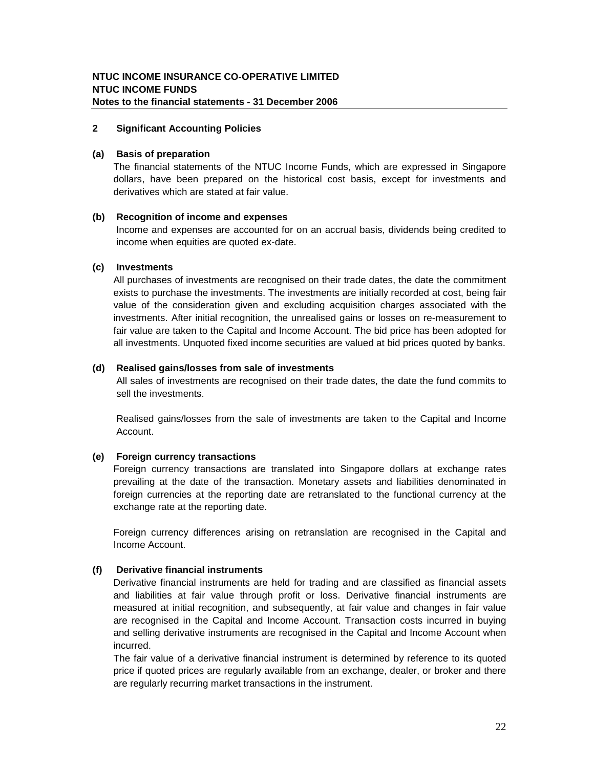**NTUC INCOME INSURANCE CO-OPERATIVE LIMITED**
**NTUC INCOME FUNDS**
**Notes to the financial statements - 31 December 2006**

## 2 Significant Accounting Policies

### (a) Basis of preparation

The financial statements of the NTUC Income Funds, which are expressed in Singapore dollars, have been prepared on the historical cost basis, except for investments and derivatives which are stated at fair value.

### (b) Recognition of income and expenses

Income and expenses are accounted for on an accrual basis, dividends being credited to income when equities are quoted ex-date.

### (c) Investments

All purchases of investments are recognised on their trade dates, the date the commitment exists to purchase the investments. The investments are initially recorded at cost, being fair value of the consideration given and excluding acquisition charges associated with the investments. After initial recognition, the unrealised gains or losses on re-measurement to fair value are taken to the Capital and Income Account. The bid price has been adopted for all investments. Unquoted fixed income securities are valued at bid prices quoted by banks.

### (d) Realised gains/losses from sale of investments

All sales of investments are recognised on their trade dates, the date the fund commits to sell the investments.

Realised gains/losses from the sale of investments are taken to the Capital and Income Account.

### (e) Foreign currency transactions

Foreign currency transactions are translated into Singapore dollars at exchange rates prevailing at the date of the transaction. Monetary assets and liabilities denominated in foreign currencies at the reporting date are retranslated to the functional currency at the exchange rate at the reporting date.

Foreign currency differences arising on retranslation are recognised in the Capital and Income Account.

### (f) Derivative financial instruments

Derivative financial instruments are held for trading and are classified as financial assets and liabilities at fair value through profit or loss. Derivative financial instruments are measured at initial recognition, and subsequently, at fair value and changes in fair value are recognised in the Capital and Income Account. Transaction costs incurred in buying and selling derivative instruments are recognised in the Capital and Income Account when incurred.

The fair value of a derivative financial instrument is determined by reference to its quoted price if quoted prices are regularly available from an exchange, dealer, or broker and there are regularly recurring market transactions in the instrument.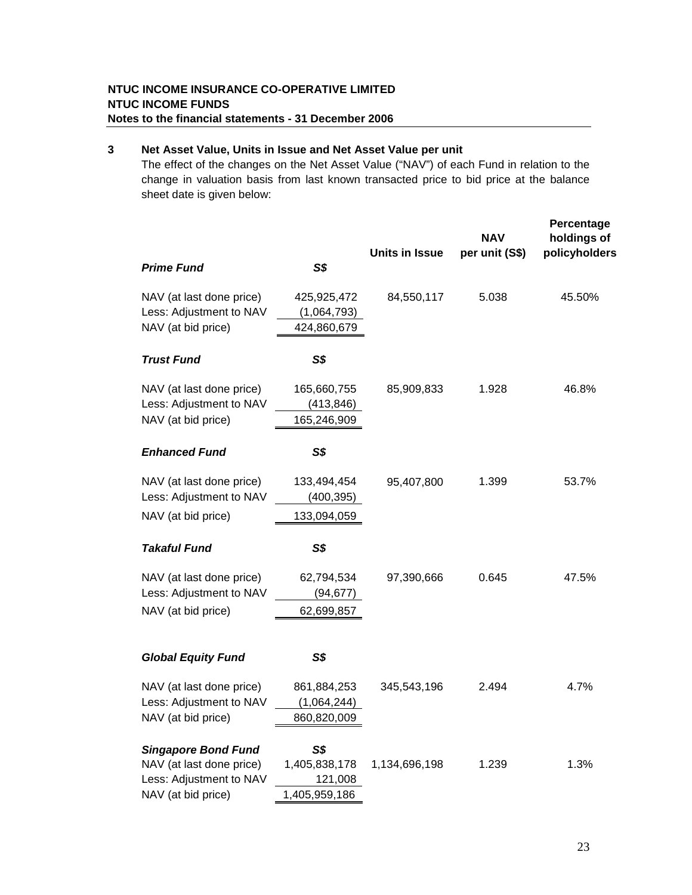**NTUC INCOME INSURANCE CO-OPERATIVE LIMITED**
**NTUC INCOME FUNDS**
**Notes to the financial statements - 31 December 2006**

## 3 Net Asset Value, Units in Issue and Net Asset Value per unit

The effect of the changes on the Net Asset Value ("NAV") of each Fund in relation to the change in valuation basis from last known transacted price to bid price at the balance sheet date is given below:

| | | Units in Issue | NAV per unit (S$) | Percentage holdings of policyholders |
|---|---|---|---|---|
| ***Prime Fund*** | ***S$*** | | | |
| NAV (at last done price) | 425,925,472 | 84,550,117 | 5.038 | 45.50% |
| Less: Adjustment to NAV | (1,064,793) | | | |
| NAV (at bid price) | 424,860,679 | | | |
| ***Trust Fund*** | ***S$*** | | | |
| NAV (at last done price) | 165,660,755 | 85,909,833 | 1.928 | 46.8% |
| Less: Adjustment to NAV | (413,846) | | | |
| NAV (at bid price) | 165,246,909 | | | |
| ***Enhanced Fund*** | ***S$*** | | | |
| NAV (at last done price) | 133,494,454 | 95,407,800 | 1.399 | 53.7% |
| Less: Adjustment to NAV | (400,395) | | | |
| NAV (at bid price) | 133,094,059 | | | |
| ***Takaful Fund*** | ***S$*** | | | |
| NAV (at last done price) | 62,794,534 | 97,390,666 | 0.645 | 47.5% |
| Less: Adjustment to NAV | (94,677) | | | |
| NAV (at bid price) | 62,699,857 | | | |
| ***Global Equity Fund*** | ***S$*** | | | |
| NAV (at last done price) | 861,884,253 | 345,543,196 | 2.494 | 4.7% |
| Less: Adjustment to NAV | (1,064,244) | | | |
| NAV (at bid price) | 860,820,009 | | | |
| ***Singapore Bond Fund*** | ***S$*** | | | |
| NAV (at last done price) | 1,405,838,178 | 1,134,696,198 | 1.239 | 1.3% |
| Less: Adjustment to NAV | 121,008 | | | |
| NAV (at bid price) | 1,405,959,186 | | | |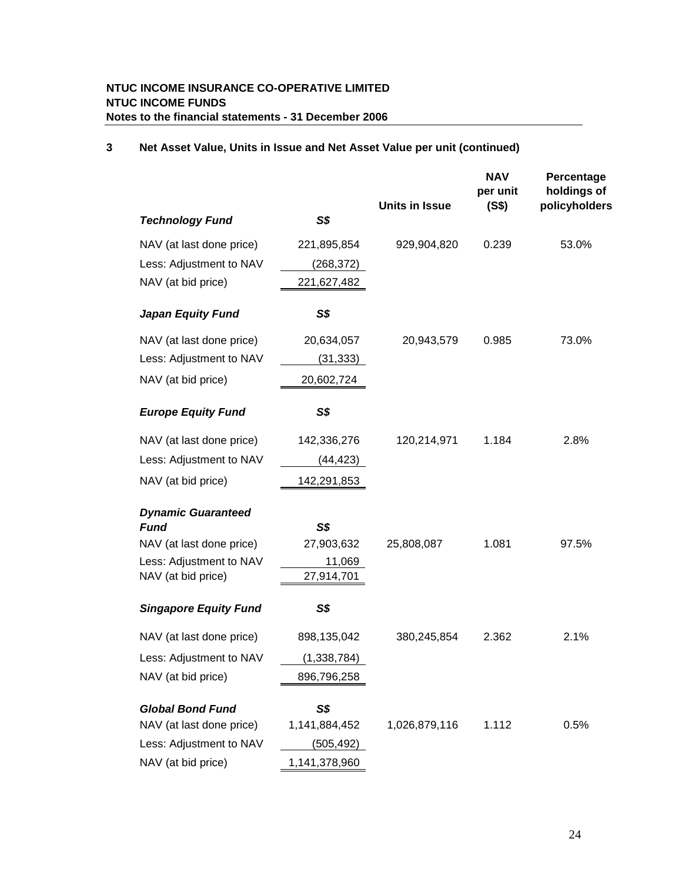**NTUC INCOME INSURANCE CO-OPERATIVE LIMITED**
**NTUC INCOME FUNDS**
**Notes to the financial statements - 31 December 2006**

## 3 Net Asset Value, Units in Issue and Net Asset Value per unit (continued)

| | | Units in Issue | NAV per unit (S$) | Percentage holdings of policyholders |
|---|---|---|---|---|
| ***Technology Fund*** | ***S$*** | | | |
| NAV (at last done price) | 221,895,854 | 929,904,820 | 0.239 | 53.0% |
| Less: Adjustment to NAV | (268,372) | | | |
| NAV (at bid price) | 221,627,482 | | | |
| ***Japan Equity Fund*** | ***S$*** | | | |
| NAV (at last done price) | 20,634,057 | 20,943,579 | 0.985 | 73.0% |
| Less: Adjustment to NAV | (31,333) | | | |
| NAV (at bid price) | 20,602,724 | | | |
| ***Europe Equity Fund*** | ***S$*** | | | |
| NAV (at last done price) | 142,336,276 | 120,214,971 | 1.184 | 2.8% |
| Less: Adjustment to NAV | (44,423) | | | |
| NAV (at bid price) | 142,291,853 | | | |
| ***Dynamic Guaranteed Fund*** | ***S$*** | | | |
| NAV (at last done price) | 27,903,632 | 25,808,087 | 1.081 | 97.5% |
| Less: Adjustment to NAV | 11,069 | | | |
| NAV (at bid price) | 27,914,701 | | | |
| ***Singapore Equity Fund*** | ***S$*** | | | |
| NAV (at last done price) | 898,135,042 | 380,245,854 | 2.362 | 2.1% |
| Less: Adjustment to NAV | (1,338,784) | | | |
| NAV (at bid price) | 896,796,258 | | | |
| ***Global Bond Fund*** | ***S$*** | | | |
| NAV (at last done price) | 1,141,884,452 | 1,026,879,116 | 1.112 | 0.5% |
| Less: Adjustment to NAV | (505,492) | | | |
| NAV (at bid price) | 1,141,378,960 | | | |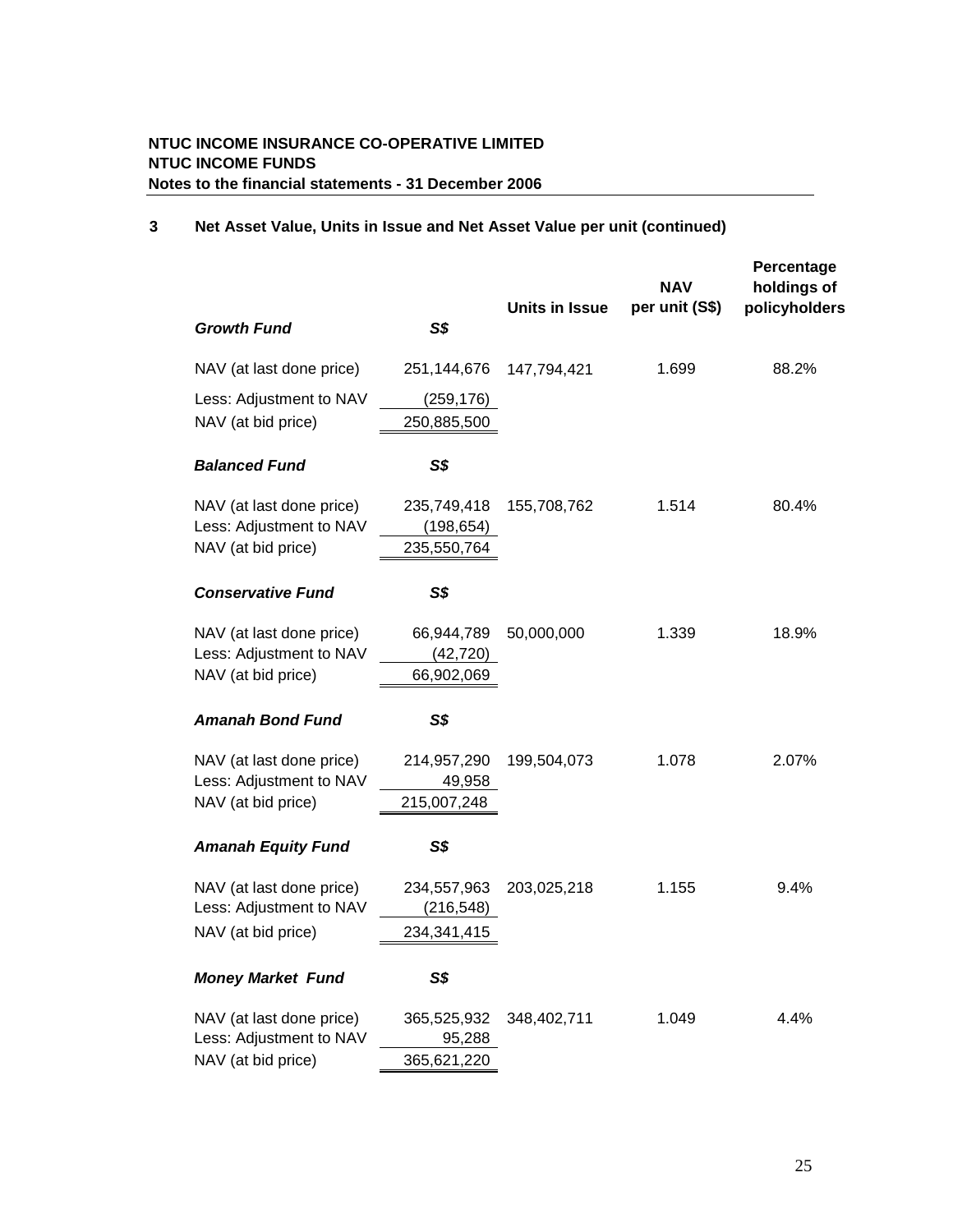**NTUC INCOME INSURANCE CO-OPERATIVE LIMITED**
**NTUC INCOME FUNDS**
**Notes to the financial statements - 31 December 2006**

## 3 Net Asset Value, Units in Issue and Net Asset Value per unit (continued)

| | | Units in Issue | NAV per unit (S$) | Percentage holdings of policyholders |
|---|---|---|---|---|
| ***Growth Fund*** | ***S$*** | | | |
| NAV (at last done price) | 251,144,676 | 147,794,421 | 1.699 | 88.2% |
| Less: Adjustment to NAV | (259,176) | | | |
| NAV (at bid price) | 250,885,500 | | | |
| ***Balanced Fund*** | ***S$*** | | | |
| NAV (at last done price) | 235,749,418 | 155,708,762 | 1.514 | 80.4% |
| Less: Adjustment to NAV | (198,654) | | | |
| NAV (at bid price) | 235,550,764 | | | |
| ***Conservative Fund*** | ***S$*** | | | |
| NAV (at last done price) | 66,944,789 | 50,000,000 | 1.339 | 18.9% |
| Less: Adjustment to NAV | (42,720) | | | |
| NAV (at bid price) | 66,902,069 | | | |
| ***Amanah Bond Fund*** | ***S$*** | | | |
| NAV (at last done price) | 214,957,290 | 199,504,073 | 1.078 | 2.07% |
| Less: Adjustment to NAV | 49,958 | | | |
| NAV (at bid price) | 215,007,248 | | | |
| ***Amanah Equity Fund*** | ***S$*** | | | |
| NAV (at last done price) | 234,557,963 | 203,025,218 | 1.155 | 9.4% |
| Less: Adjustment to NAV | (216,548) | | | |
| NAV (at bid price) | 234,341,415 | | | |
| ***Money Market Fund*** | ***S$*** | | | |
| NAV (at last done price) | 365,525,932 | 348,402,711 | 1.049 | 4.4% |
| Less: Adjustment to NAV | 95,288 | | | |
| NAV (at bid price) | 365,621,220 | | | |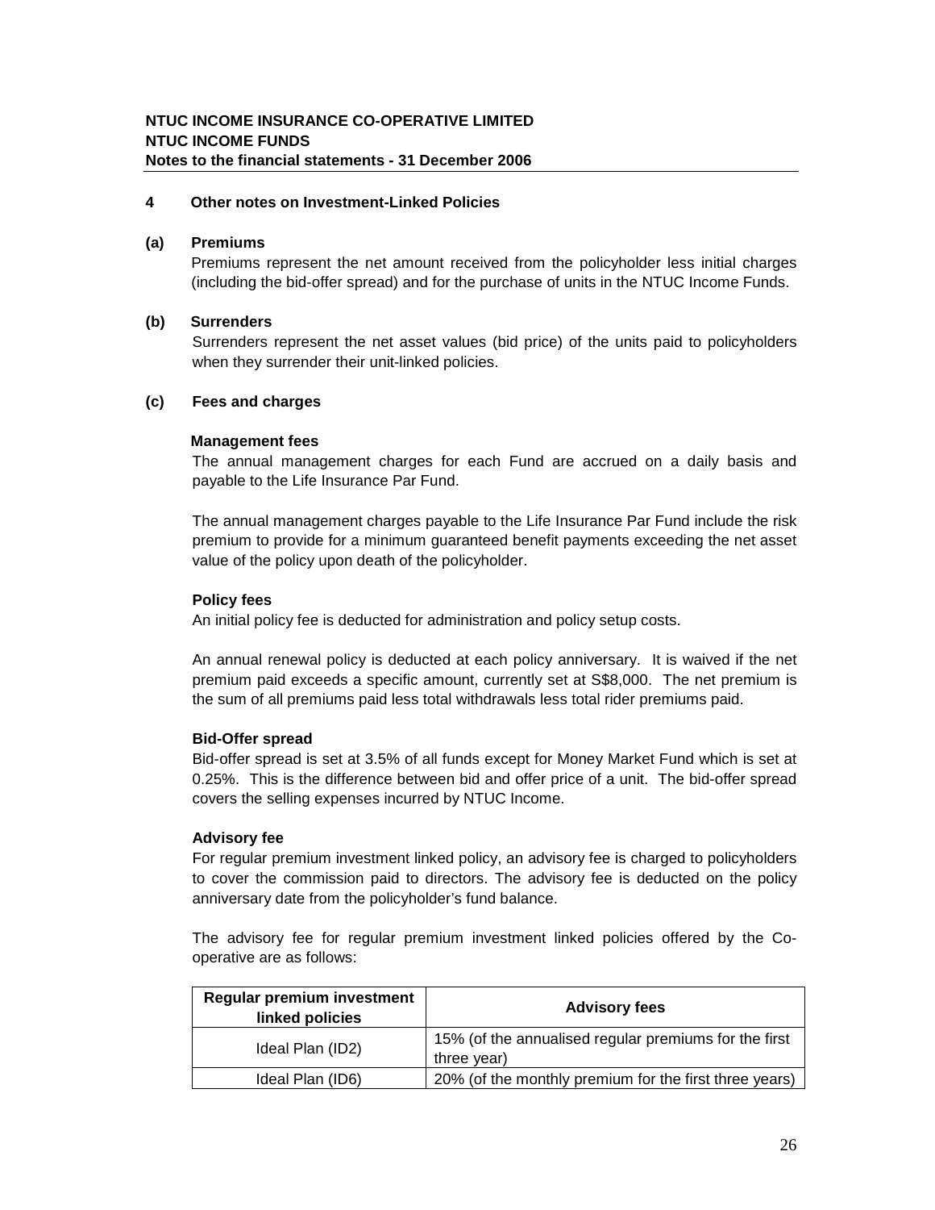## 4 Other notes on Investment-Linked Policies

### (a) Premiums

Premiums represent the net amount received from the policyholder less initial charges (including the bid-offer spread) and for the purchase of units in the NTUC Income Funds.

### (b) Surrenders

Surrenders represent the net asset values (bid price) of the units paid to policyholders when they surrender their unit-linked policies.

### (c) Fees and charges

**Management fees**

The annual management charges for each Fund are accrued on a daily basis and payable to the Life Insurance Par Fund.

The annual management charges payable to the Life Insurance Par Fund include the risk premium to provide for a minimum guaranteed benefit payments exceeding the net asset value of the policy upon death of the policyholder.

**Policy fees**

An initial policy fee is deducted for administration and policy setup costs.

An annual renewal policy is deducted at each policy anniversary. It is waived if the net premium paid exceeds a specific amount, currently set at S$8,000. The net premium is the sum of all premiums paid less total withdrawals less total rider premiums paid.

**Bid-Offer spread**

Bid-offer spread is set at 3.5% of all funds except for Money Market Fund which is set at 0.25%. This is the difference between bid and offer price of a unit. The bid-offer spread covers the selling expenses incurred by NTUC Income.

**Advisory fee**

For regular premium investment linked policy, an advisory fee is charged to policyholders to cover the commission paid to directors. The advisory fee is deducted on the policy anniversary date from the policyholder's fund balance.

The advisory fee for regular premium investment linked policies offered by the Co-operative are as follows:

| Regular premium investment linked policies | Advisory fees |
|---|---|
| Ideal Plan (ID2) | 15% (of the annualised regular premiums for the first three year) |
| Ideal Plan (ID6) | 20% (of the monthly premium for the first three years) |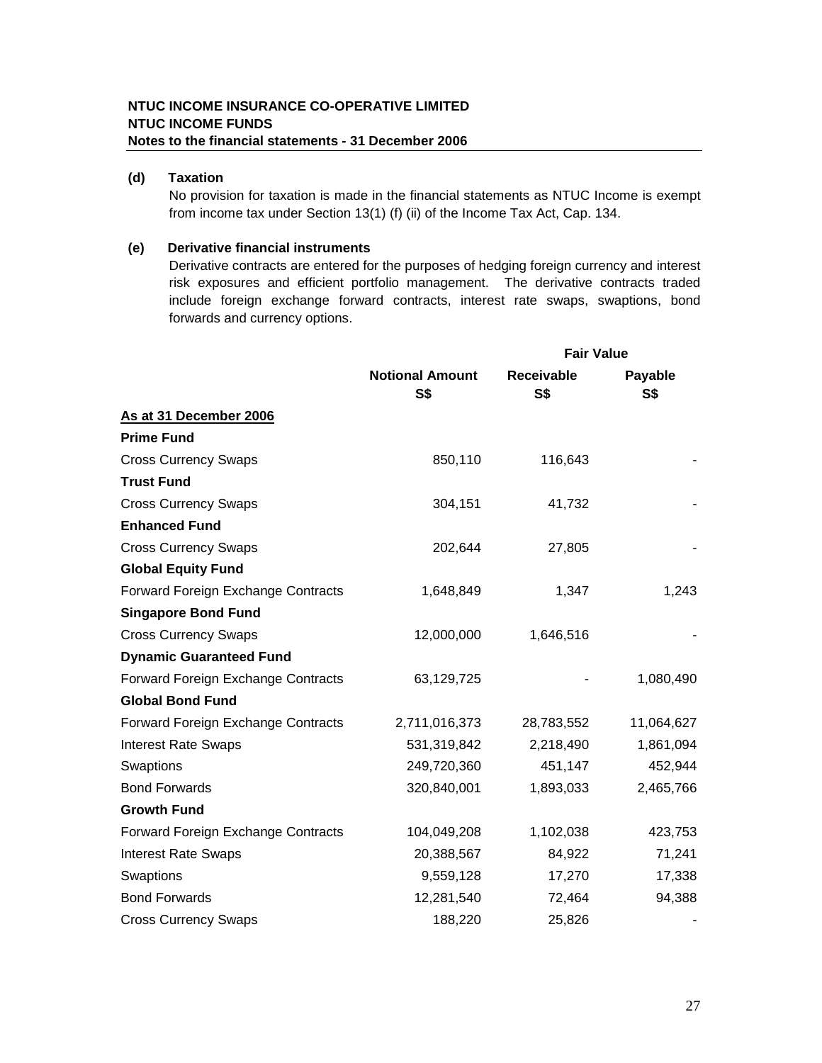**NTUC INCOME INSURANCE CO-OPERATIVE LIMITED**
**NTUC INCOME FUNDS**
**Notes to the financial statements - 31 December 2006**

**(d) Taxation**

No provision for taxation is made in the financial statements as NTUC Income is exempt from income tax under Section 13(1) (f) (ii) of the Income Tax Act, Cap. 134.

**(e) Derivative financial instruments**

Derivative contracts are entered for the purposes of hedging foreign currency and interest risk exposures and efficient portfolio management. The derivative contracts traded include foreign exchange forward contracts, interest rate swaps, swaptions, bond forwards and currency options.

| | | Fair Value | |
|---|---|---|---|
| | **Notional Amount S$** | **Receivable S$** | **Payable S$** |
| **As at 31 December 2006** | | | |
| **Prime Fund** | | | |
| Cross Currency Swaps | 850,110 | 116,643 | - |
| **Trust Fund** | | | |
| Cross Currency Swaps | 304,151 | 41,732 | - |
| **Enhanced Fund** | | | |
| Cross Currency Swaps | 202,644 | 27,805 | - |
| **Global Equity Fund** | | | |
| Forward Foreign Exchange Contracts | 1,648,849 | 1,347 | 1,243 |
| **Singapore Bond Fund** | | | |
| Cross Currency Swaps | 12,000,000 | 1,646,516 | - |
| **Dynamic Guaranteed Fund** | | | |
| Forward Foreign Exchange Contracts | 63,129,725 | - | 1,080,490 |
| **Global Bond Fund** | | | |
| Forward Foreign Exchange Contracts | 2,711,016,373 | 28,783,552 | 11,064,627 |
| Interest Rate Swaps | 531,319,842 | 2,218,490 | 1,861,094 |
| Swaptions | 249,720,360 | 451,147 | 452,944 |
| Bond Forwards | 320,840,001 | 1,893,033 | 2,465,766 |
| **Growth Fund** | | | |
| Forward Foreign Exchange Contracts | 104,049,208 | 1,102,038 | 423,753 |
| Interest Rate Swaps | 20,388,567 | 84,922 | 71,241 |
| Swaptions | 9,559,128 | 17,270 | 17,338 |
| Bond Forwards | 12,281,540 | 72,464 | 94,388 |
| Cross Currency Swaps | 188,220 | 25,826 | - |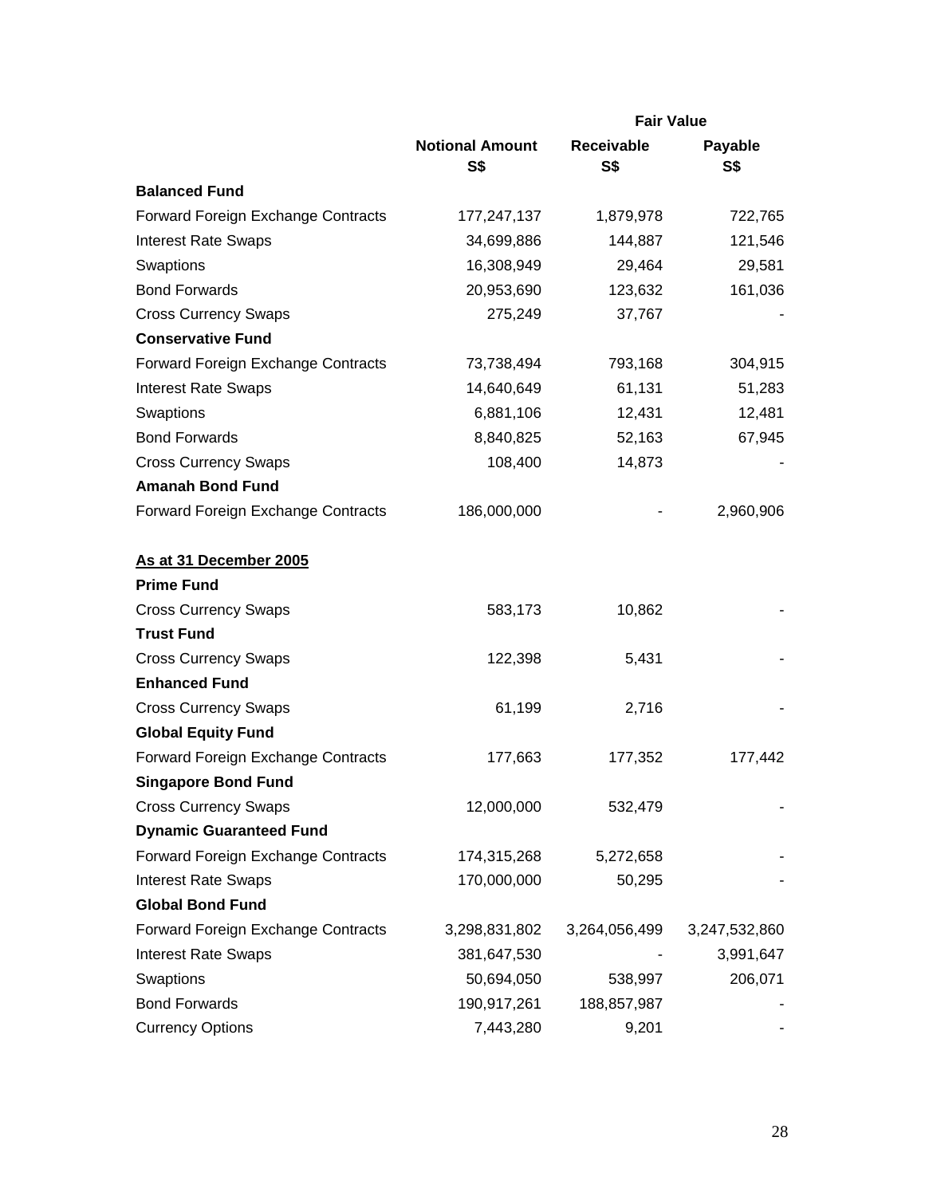| | | Fair Value | |
|---|---|---|---|
| | Notional Amount S$ | Receivable S$ | Payable S$ |
| **Balanced Fund** | | | |
| Forward Foreign Exchange Contracts | 177,247,137 | 1,879,978 | 722,765 |
| Interest Rate Swaps | 34,699,886 | 144,887 | 121,546 |
| Swaptions | 16,308,949 | 29,464 | 29,581 |
| Bond Forwards | 20,953,690 | 123,632 | 161,036 |
| Cross Currency Swaps | 275,249 | 37,767 | - |
| **Conservative Fund** | | | |
| Forward Foreign Exchange Contracts | 73,738,494 | 793,168 | 304,915 |
| Interest Rate Swaps | 14,640,649 | 61,131 | 51,283 |
| Swaptions | 6,881,106 | 12,431 | 12,481 |
| Bond Forwards | 8,840,825 | 52,163 | 67,945 |
| Cross Currency Swaps | 108,400 | 14,873 | - |
| **Amanah Bond Fund** | | | |
| Forward Foreign Exchange Contracts | 186,000,000 | - | 2,960,906 |
| | | | |
| **As at 31 December 2005** | | | |
| **Prime Fund** | | | |
| Cross Currency Swaps | 583,173 | 10,862 | - |
| **Trust Fund** | | | |
| Cross Currency Swaps | 122,398 | 5,431 | - |
| **Enhanced Fund** | | | |
| Cross Currency Swaps | 61,199 | 2,716 | - |
| **Global Equity Fund** | | | |
| Forward Foreign Exchange Contracts | 177,663 | 177,352 | 177,442 |
| **Singapore Bond Fund** | | | |
| Cross Currency Swaps | 12,000,000 | 532,479 | - |
| **Dynamic Guaranteed Fund** | | | |
| Forward Foreign Exchange Contracts | 174,315,268 | 5,272,658 | - |
| Interest Rate Swaps | 170,000,000 | 50,295 | - |
| **Global Bond Fund** | | | |
| Forward Foreign Exchange Contracts | 3,298,831,802 | 3,264,056,499 | 3,247,532,860 |
| Interest Rate Swaps | 381,647,530 | - | 3,991,647 |
| Swaptions | 50,694,050 | 538,997 | 206,071 |
| Bond Forwards | 190,917,261 | 188,857,987 | - |
| Currency Options | 7,443,280 | 9,201 | - |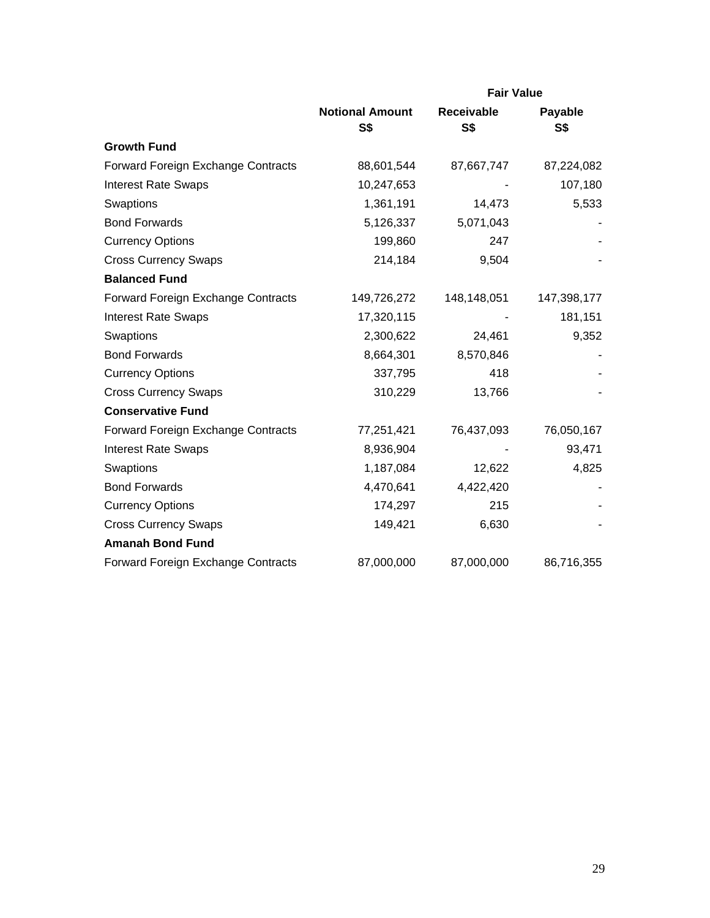| | Notional Amount | Fair Value | |
|---|---|---|---|
| | | Receivable | Payable |
| | S$ | S$ | S$ |
| **Growth Fund** | | | |
| Forward Foreign Exchange Contracts | 88,601,544 | 87,667,747 | 87,224,082 |
| Interest Rate Swaps | 10,247,653 | - | 107,180 |
| Swaptions | 1,361,191 | 14,473 | 5,533 |
| Bond Forwards | 5,126,337 | 5,071,043 | - |
| Currency Options | 199,860 | 247 | - |
| Cross Currency Swaps | 214,184 | 9,504 | - |
| **Balanced Fund** | | | |
| Forward Foreign Exchange Contracts | 149,726,272 | 148,148,051 | 147,398,177 |
| Interest Rate Swaps | 17,320,115 | - | 181,151 |
| Swaptions | 2,300,622 | 24,461 | 9,352 |
| Bond Forwards | 8,664,301 | 8,570,846 | - |
| Currency Options | 337,795 | 418 | - |
| Cross Currency Swaps | 310,229 | 13,766 | - |
| **Conservative Fund** | | | |
| Forward Foreign Exchange Contracts | 77,251,421 | 76,437,093 | 76,050,167 |
| Interest Rate Swaps | 8,936,904 | - | 93,471 |
| Swaptions | 1,187,084 | 12,622 | 4,825 |
| Bond Forwards | 4,470,641 | 4,422,420 | - |
| Currency Options | 174,297 | 215 | - |
| Cross Currency Swaps | 149,421 | 6,630 | - |
| **Amanah Bond Fund** | | | |
| Forward Foreign Exchange Contracts | 87,000,000 | 87,000,000 | 86,716,355 |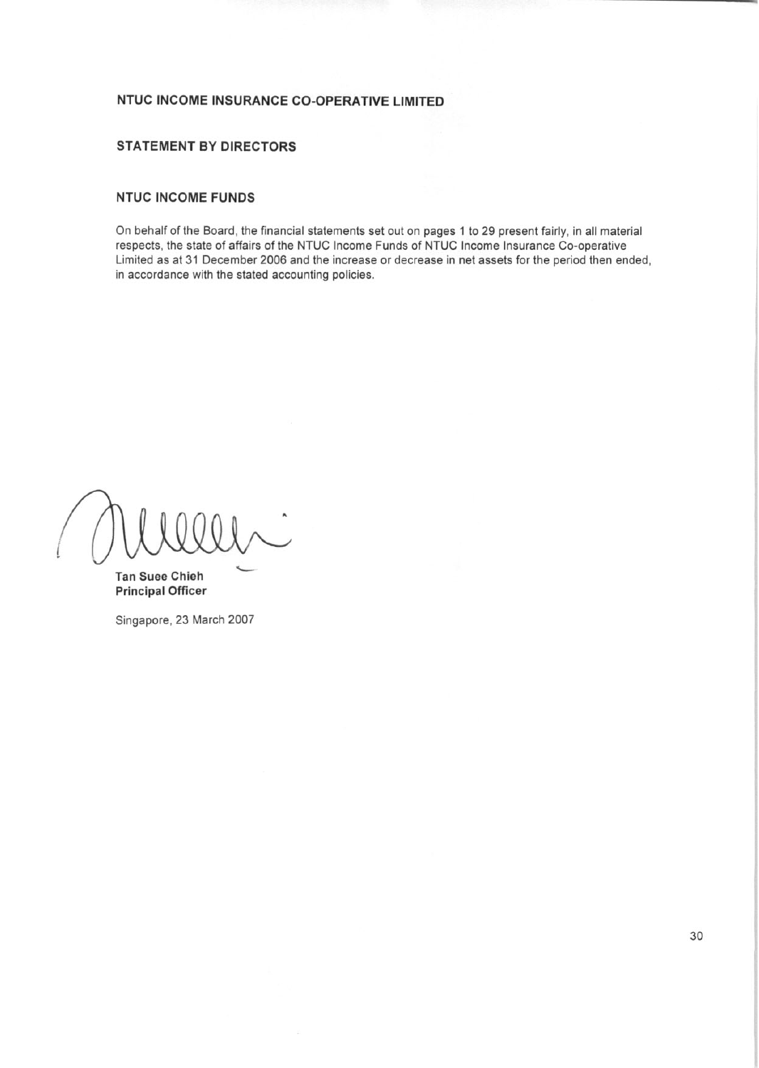# NTUC INCOME INSURANCE CO-OPERATIVE LIMITED

## STATEMENT BY DIRECTORS

### NTUC INCOME FUNDS

On behalf of the Board, the financial statements set out on pages 1 to 29 present fairly, in all material respects, the state of affairs of the NTUC Income Funds of NTUC Income Insurance Co-operative Limited as at 31 December 2006 and the increase or decrease in net assets for the period then ended, in accordance with the stated accounting policies.

**Tan Suee Chieh**
**Principal Officer**

Singapore, 23 March 2007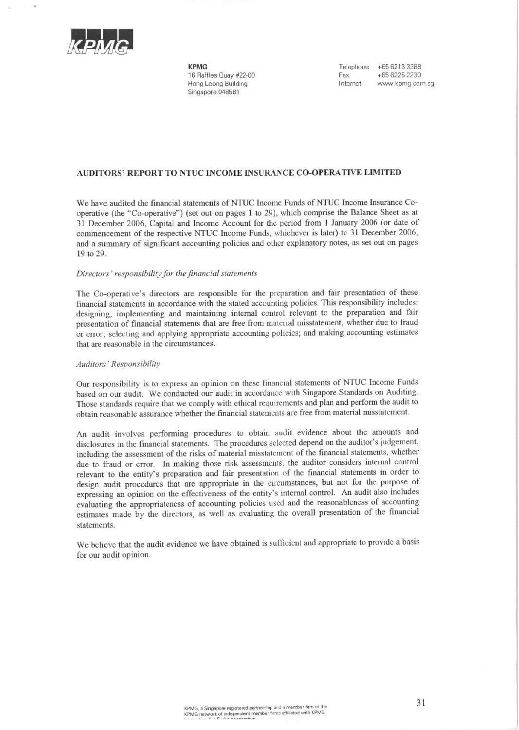**KPMG**
16 Raffles Quay #22-00
Hong Leong Building
Singapore 048581

Telephone +65 6213 3388
Fax +65 6225 2230
Internet www.kpmg.com.sg

## AUDITORS' REPORT TO NTUC INCOME INSURANCE CO-OPERATIVE LIMITED

We have audited the financial statements of NTUC Income Funds of NTUC Income Insurance Co-operative (the "Co-operative") (set out on pages 1 to 29), which comprise the Balance Sheet as at 31 December 2006, Capital and Income Account for the period from 1 January 2006 (or date of commencement of the respective NTUC Income Funds, whichever is later) to 31 December 2006, and a summary of significant accounting policies and other explanatory notes, as set out on pages 19 to 29.

*Directors' responsibility for the financial statements*

The Co-operative's directors are responsible for the preparation and fair presentation of these financial statements in accordance with the stated accounting policies. This responsibility includes: designing, implementing and maintaining internal control relevant to the preparation and fair presentation of financial statements that are free from material misstatement, whether due to fraud or error; selecting and applying appropriate accounting policies; and making accounting estimates that are reasonable in the circumstances.

*Auditors' Responsibility*

Our responsibility is to express an opinion on these financial statements of NTUC Income Funds based on our audit. We conducted our audit in accordance with Singapore Standards on Auditing. Those standards require that we comply with ethical requirements and plan and perform the audit to obtain reasonable assurance whether the financial statements are free from material misstatement.

An audit involves performing procedures to obtain audit evidence about the amounts and disclosures in the financial statements. The procedures selected depend on the auditor's judgement, including the assessment of the risks of material misstatement of the financial statements, whether due to fraud or error. In making those risk assessments, the auditor considers internal control relevant to the entity's preparation and fair presentation of the financial statements in order to design audit procedures that are appropriate in the circumstances, but not for the purpose of expressing an opinion on the effectiveness of the entity's internal control. An audit also includes evaluating the appropriateness of accounting policies used and the reasonableness of accounting estimates made by the directors, as well as evaluating the overall presentation of the financial statements.

We believe that the audit evidence we have obtained is sufficient and appropriate to provide a basis for our audit opinion.

KPMG, a Singapore registered partnership and a member firm of the KPMG network of independent member firms affiliated with KPMG International, a Swiss cooperative.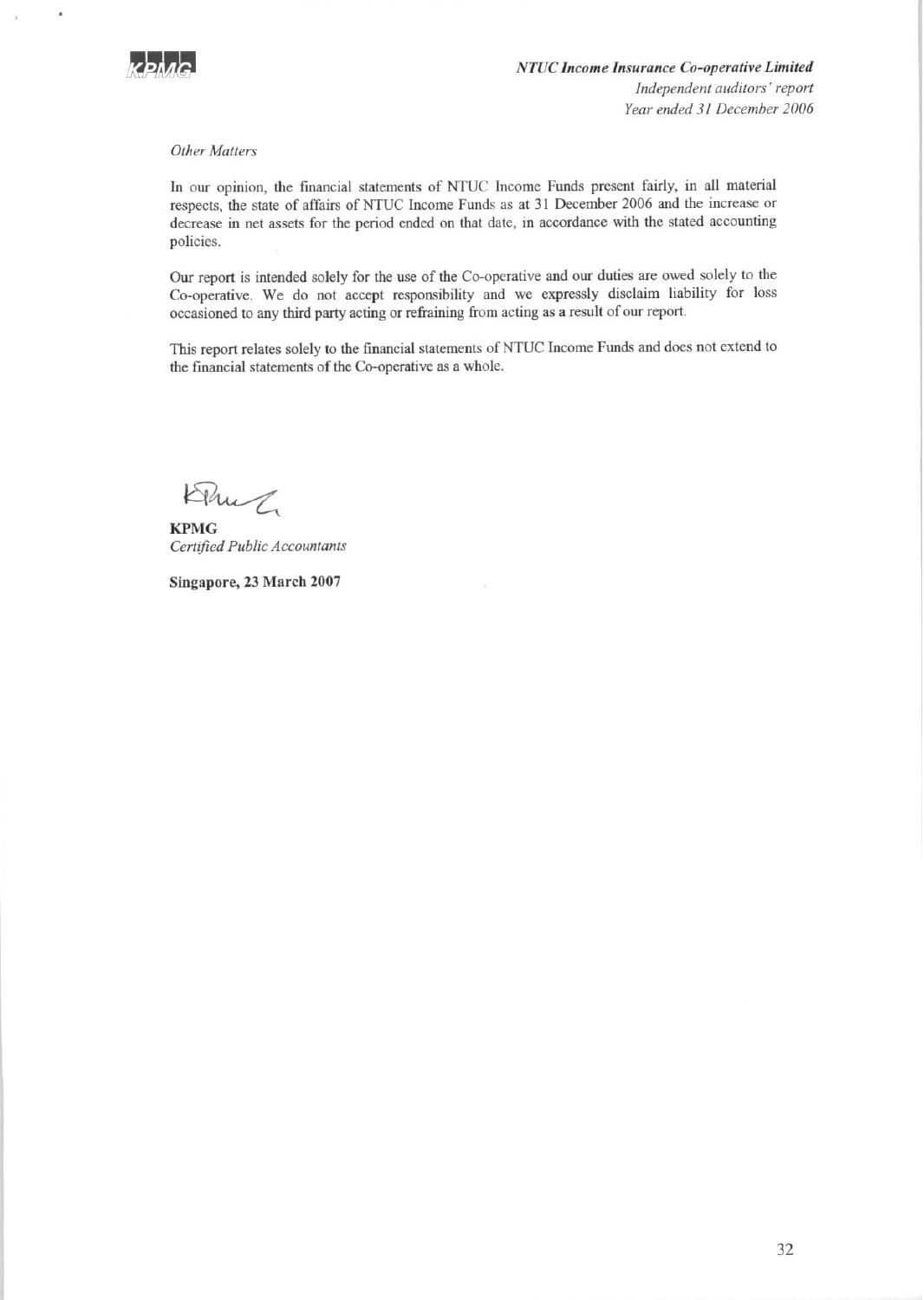*Other Matters*

In our opinion, the financial statements of NTUC Income Funds present fairly, in all material respects, the state of affairs of NTUC Income Funds as at 31 December 2006 and the increase or decrease in net assets for the period ended on that date, in accordance with the stated accounting policies.

Our report is intended solely for the use of the Co-operative and our duties are owed solely to the Co-operative. We do not accept responsibility and we expressly disclaim liability for loss occasioned to any third party acting or refraining from acting as a result of our report.

This report relates solely to the financial statements of NTUC Income Funds and does not extend to the financial statements of the Co-operative as a whole.

**KPMG**
*Certified Public Accountants*

**Singapore, 23 March 2007**